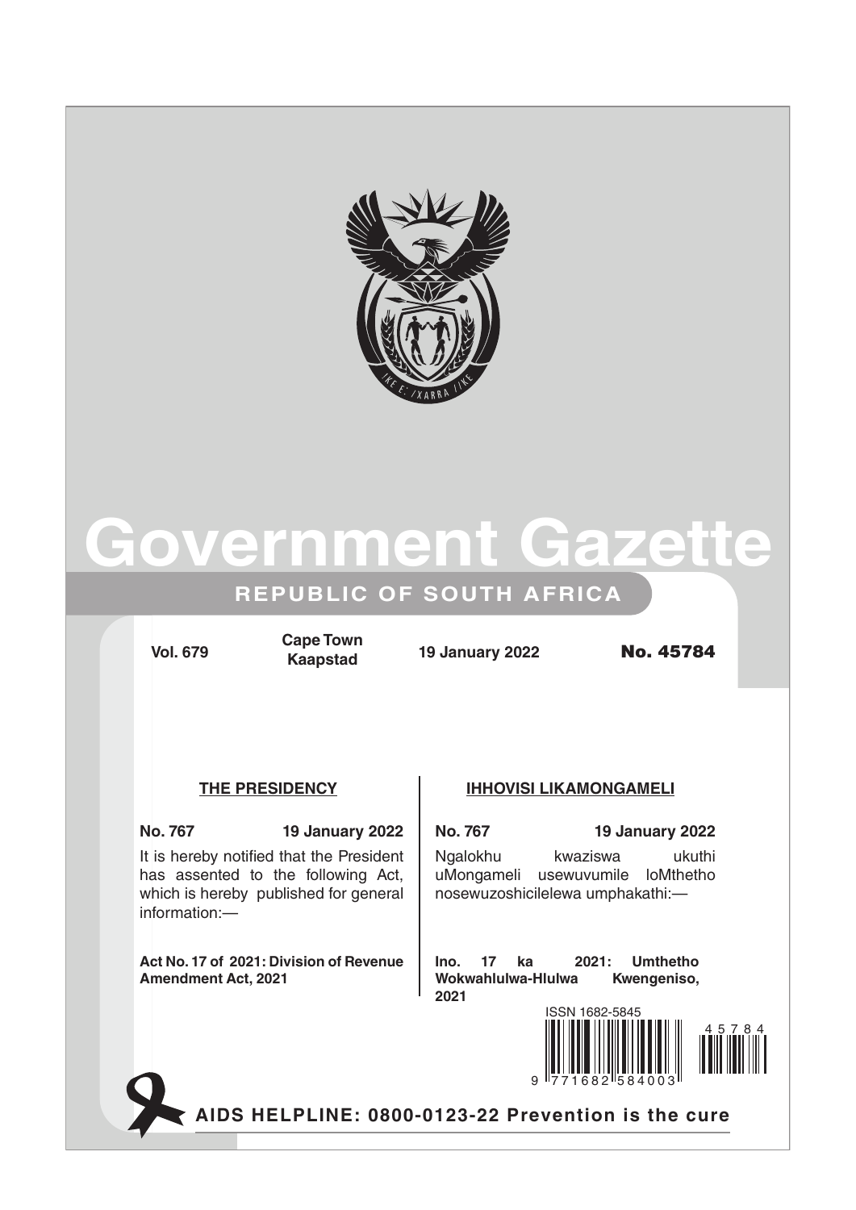# Government Gazette

## REPUBLIC OF SOUTH AFRICA

**Vol. 679** | **Cape Town Kaapstad** | **19 January 2022** | **No. 45784**

### THE PRESIDENCY

**No. 767** **19 January 2022**

It is hereby notified that the President has assented to the following Act, which is hereby published for general information:—

**Act No. 17 of 2021: Division of Revenue Amendment Act, 2021**

### IHHOVISI LIKAMONGAMELI

**No. 767** **19 January 2022**

Ngalokhu kwaziswa ukuthi uMongameli usewuvumile loMthetho nosewuzoshicilelewa umphakathi:—

**Ino. 17 ka 2021: Umthetho Wokwahlulwa-Hlulwa Kwengeniso, 2021**

ISSN 1682-5845

**AIDS HELPLINE: 0800-0123-22 Prevention is the cure**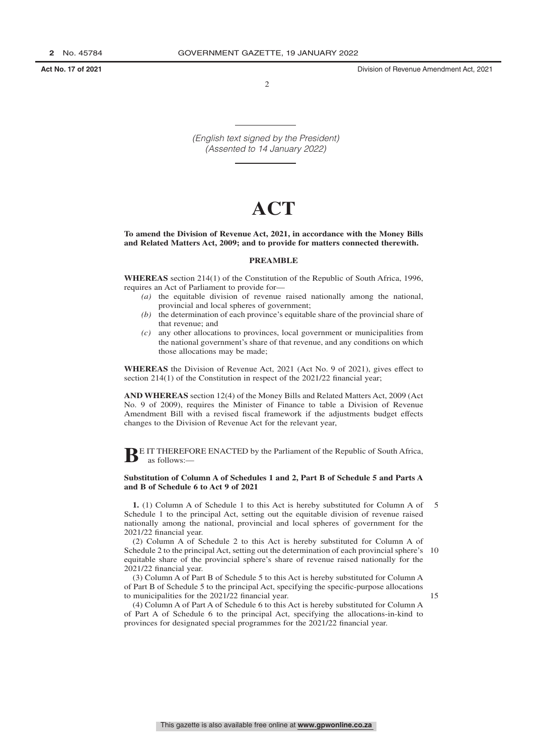*(English text signed by the President)*
*(Assented to 14 January 2022)*

# ACT

**To amend the Division of Revenue Act, 2021, in accordance with the Money Bills and Related Matters Act, 2009; and to provide for matters connected therewith.**

## PREAMBLE

**WHEREAS** section 214(1) of the Constitution of the Republic of South Africa, 1996, requires an Act of Parliament to provide for—

- *(a)* the equitable division of revenue raised nationally among the national, provincial and local spheres of government;
- *(b)* the determination of each province's equitable share of the provincial share of that revenue; and
- *(c)* any other allocations to provinces, local government or municipalities from the national government's share of that revenue, and any conditions on which those allocations may be made;

**WHEREAS** the Division of Revenue Act, 2021 (Act No. 9 of 2021), gives effect to section 214(1) of the Constitution in respect of the 2021/22 financial year;

**AND WHEREAS** section 12(4) of the Money Bills and Related Matters Act, 2009 (Act No. 9 of 2009), requires the Minister of Finance to table a Division of Revenue Amendment Bill with a revised fiscal framework if the adjustments budget effects changes to the Division of Revenue Act for the relevant year,

**B**E IT THEREFORE ENACTED by the Parliament of the Republic of South Africa, as follows:—

### Substitution of Column A of Schedules 1 and 2, Part B of Schedule 5 and Parts A and B of Schedule 6 to Act 9 of 2021

**1.** (1) Column A of Schedule 1 to this Act is hereby substituted for Column A of Schedule 1 to the principal Act, setting out the equitable division of revenue raised nationally among the national, provincial and local spheres of government for the 2021/22 financial year.

(2) Column A of Schedule 2 to this Act is hereby substituted for Column A of Schedule 2 to the principal Act, setting out the determination of each provincial sphere's equitable share of the provincial sphere's share of revenue raised nationally for the 2021/22 financial year.

(3) Column A of Part B of Schedule 5 to this Act is hereby substituted for Column A of Part B of Schedule 5 to the principal Act, specifying the specific-purpose allocations to municipalities for the 2021/22 financial year.

(4) Column A of Part A of Schedule 6 to this Act is hereby substituted for Column A of Part A of Schedule 6 to the principal Act, specifying the allocations-in-kind to provinces for designated special programmes for the 2021/22 financial year.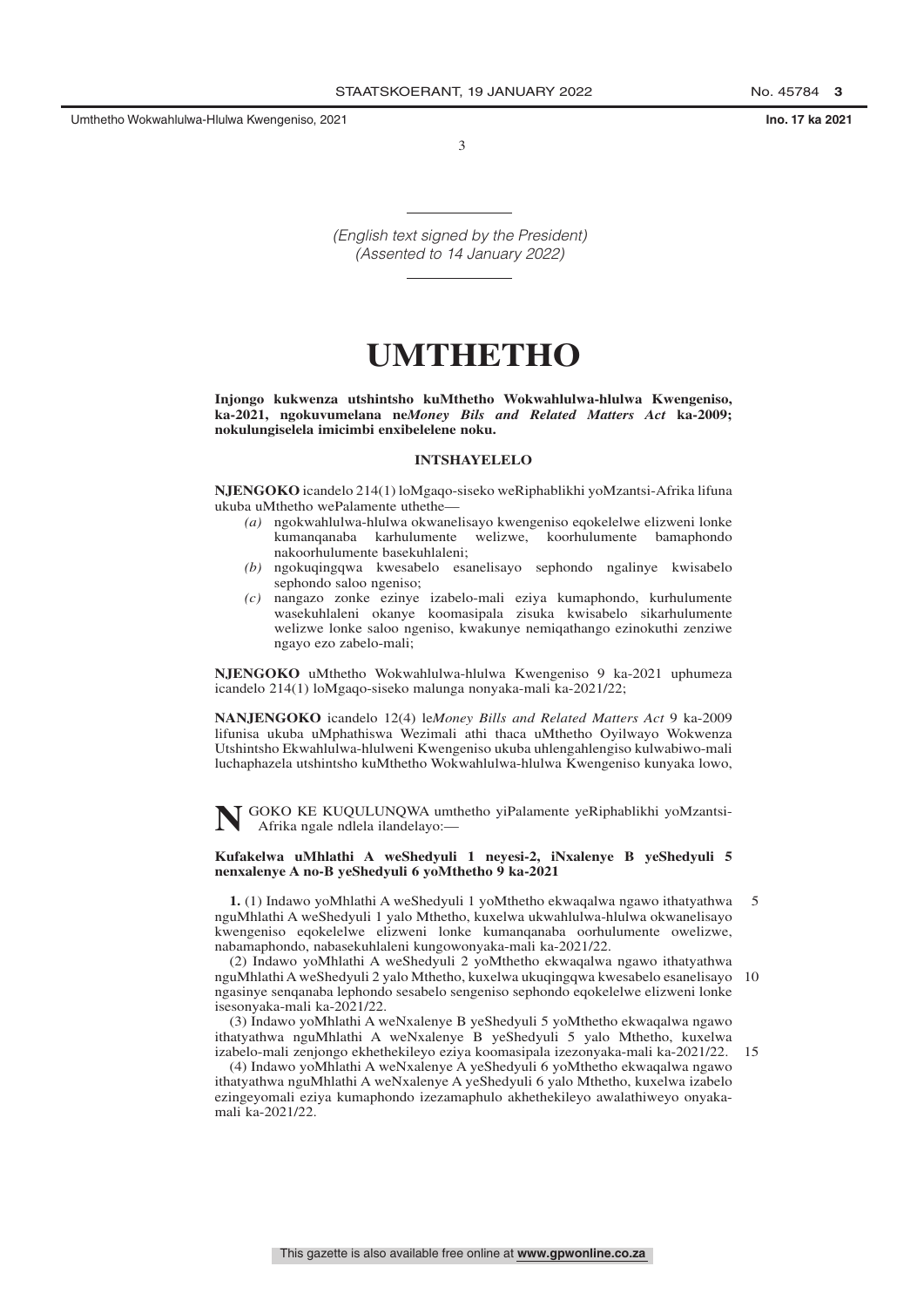(English text signed by the President)
(Assented to 14 January 2022)

# UMTHETHO

**Injongo kukwenza utshintsho kuMthetho Wokwahlulwa-hlulwa Kwengeniso, ka-2021, ngokuvumelana ne*Money Bils and Related Matters Act* ka-2009; nokulungiselela imicimbi enxibelelene noku.**

**INTSHAYELELO**

**NJENGOKO** icandelo 214(1) loMgaqo-siseko weRiphablikhi yoMzantsi-Afrika lifuna ukuba uMthetho wePalamente uthethe—

*(a)* ngokwahlulwa-hlulwa okwanelisayo kwengeniso eqokelelwe elizweni lonke kumanqanaba karhulumente welizwe, koorhulumente bamaphondo nakoorhulumente basekuhlaleni;

*(b)* ngokuqingqwa kwesabelo esanelisayo sephondo ngalinye kwisabelo sephondo saloo ngeniso;

*(c)* nangazo zonke ezinye izabelo-mali eziya kumaphondo, kurhulumente wasekuhlaleni okanye koomasipala zisuka kwisabelo sikarhulumente welizwe lonke saloo ngeniso, kwakunye nemiqathango ezinokuthi zenziwe ngayo ezo zabelo-mali;

**NJENGOKO** uMthetho Wokwahlulwa-hlulwa Kwengeniso 9 ka-2021 uphumeza icandelo 214(1) loMgaqo-siseko malunga nonyaka-mali ka-2021/22;

**NANJENGOKO** icandelo 12(4) le*Money Bills and Related Matters Act* 9 ka-2009 lifunisa ukuba uMphathiswa Wezimali athi thaca uMthetho Oyilwayo Wokwenza Utshintsho Ekwahlulwa-hlulweni Kwengeniso ukuba uhlengahlengiso kulwabiwo-mali luchaphazela utshintsho kuMthetho Wokwahlulwa-hlulwa Kwengeniso kunyaka lowo,

**N**GOKO KE KUQULUNQWA umthetho yiPalamente yeRiphablikhi yoMzantsi-Afrika ngale ndlela ilandelayo:—

**Kufakelwa uMhlathi A weShedyuli 1 neyesi-2, iNxalenye B yeShedyuli 5 nenxalenye A no-B yeShedyuli 6 yoMthetho 9 ka-2021**

**1.** (1) Indawo yoMhlathi A weShedyuli 1 yoMthetho ekwaqalwa ngawo ithatyathwa nguMhlathi A weShedyuli 1 yalo Mthetho, kuxelwa ukwahlulwa-hlulwa okwanelisayo kwengeniso eqokelelwe elizweni lonke kumanqanaba oorhulumente owelizwe, nabamaphondo, nabasekuhlaleni kungowonyaka-mali ka-2021/22.

(2) Indawo yoMhlathi A weShedyuli 2 yoMthetho ekwaqalwa ngawo ithatyathwa nguMhlathi A weShedyuli 2 yalo Mthetho, kuxelwa ukuqingqwa kwesabelo esanelisayo ngasinye senqanaba lephondo sesabelo sengeniso sephondo eqokelelwe elizweni lonke isesonyaka-mali ka-2021/22.

(3) Indawo yoMhlathi A weNxalenye B yeShedyuli 5 yoMthetho ekwaqalwa ngawo ithatyathwa nguMhlathi A weNxalenye B yeShedyuli 5 yalo Mthetho, kuxelwa izabelo-mali zenjongo ekhethekileyo eziya koomasipala izezonyaka-mali ka-2021/22.

(4) Indawo yoMhlathi A weNxalenye A yeShedyuli 6 yoMthetho ekwaqalwa ngawo ithatyathwa nguMhlathi A weNxalenye A yeShedyuli 6 yalo Mthetho, kuxelwa izabelo ezingeyomali eziya kumaphondo izezamaphulo akhethekileyo awalathiweyo onyaka-mali ka-2021/22.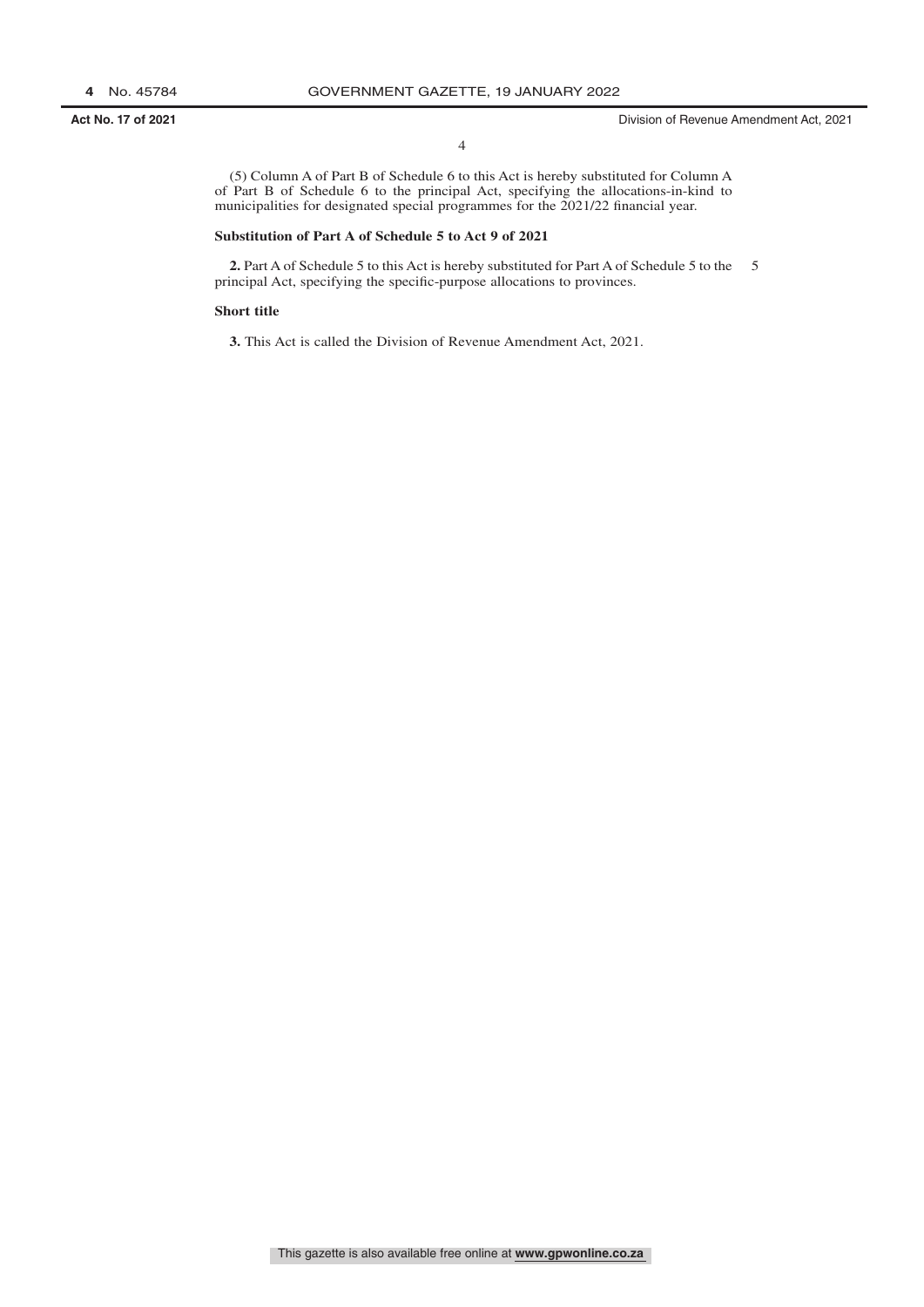(5) Column A of Part B of Schedule 6 to this Act is hereby substituted for Column A of Part B of Schedule 6 to the principal Act, specifying the allocations-in-kind to municipalities for designated special programmes for the 2021/22 financial year.

**Substitution of Part A of Schedule 5 to Act 9 of 2021**

**2.** Part A of Schedule 5 to this Act is hereby substituted for Part A of Schedule 5 to the principal Act, specifying the specific-purpose allocations to provinces.

**Short title**

**3.** This Act is called the Division of Revenue Amendment Act, 2021.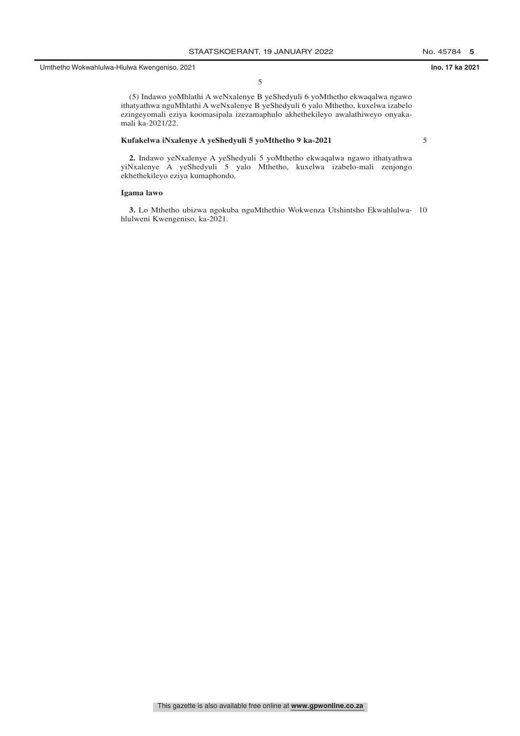(5) Indawo yoMhlathi A weNxalenye B yeShedyuli 6 yoMthetho ekwaqalwa ngawo ithatyathwa nguMhlathi A weNxalenye B yeShedyuli 6 yalo Mthetho, kuxelwa izabelo ezingeyomali eziya koomasipala izezamaphulo akhethekileyo awalathiweyo onyaka-mali ka-2021/22.

**Kufakelwa iNxalenye A yeShedyuli 5 yoMthetho 9 ka-2021**

**2.** Indawo yeNxalenye A yeShedyuli 5 yoMthetho ekwaqalwa ngawo ithatyathwa yiNxalenye A yeShedyuli 5 yalo Mthetho, kuxelwa izabelo-mali zenjongo ekhethekileyo eziya kumaphondo.

**Igama lawo**

**3.** Lo Mthetho ubizwa ngokuba nguMthethio Wokwenza Utshintsho Ekwahlulwa-hlulweni Kwengeniso, ka-2021.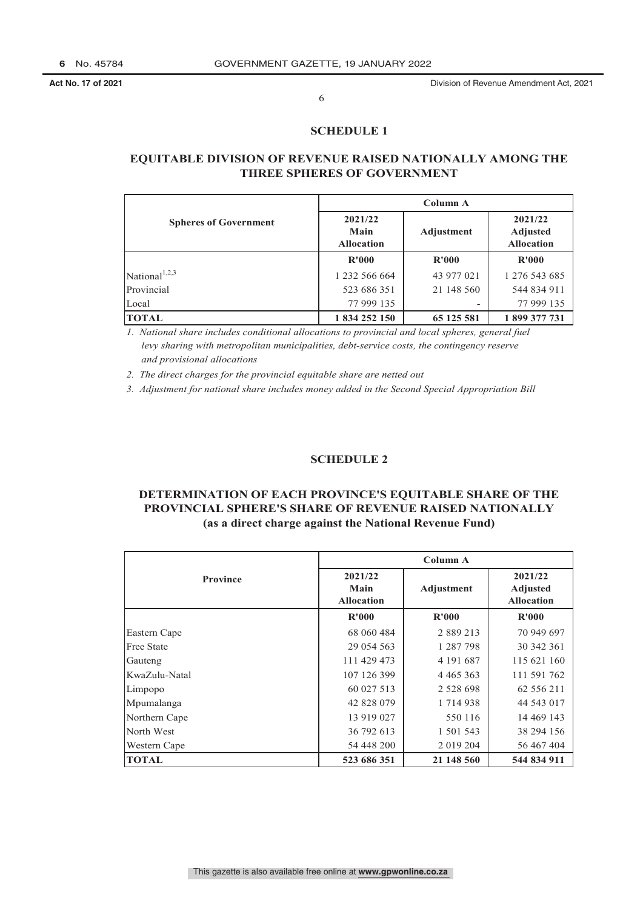## SCHEDULE 1

## EQUITABLE DIVISION OF REVENUE RAISED NATIONALLY AMONG THE THREE SPHERES OF GOVERNMENT

| Spheres of Government | Column A | | |
|---|---|---|---|
| | 2021/22 Main Allocation | Adjustment | 2021/22 Adjusted Allocation |
| | R'000 | R'000 | R'000 |
| National[1,2,3] | 1 232 566 664 | 43 977 021 | 1 276 543 685 |
| Provincial | 523 686 351 | 21 148 560 | 544 834 911 |
| Local | 77 999 135 | - | 77 999 135 |
| **TOTAL** | **1 834 252 150** | **65 125 581** | **1 899 377 731** |

*1. National share includes conditional allocations to provincial and local spheres, general fuel levy sharing with metropolitan municipalities, debt-service costs, the contingency reserve and provisional allocations*

*2. The direct charges for the provincial equitable share are netted out*

*3. Adjustment for national share includes money added in the Second Special Appropriation Bill*

## SCHEDULE 2

## DETERMINATION OF EACH PROVINCE'S EQUITABLE SHARE OF THE PROVINCIAL SPHERE'S SHARE OF REVENUE RAISED NATIONALLY (as a direct charge against the National Revenue Fund)

| Province | Column A | | |
|---|---|---|---|
| | 2021/22 Main Allocation | Adjustment | 2021/22 Adjusted Allocation |
| | R'000 | R'000 | R'000 |
| Eastern Cape | 68 060 484 | 2 889 213 | 70 949 697 |
| Free State | 29 054 563 | 1 287 798 | 30 342 361 |
| Gauteng | 111 429 473 | 4 191 687 | 115 621 160 |
| KwaZulu-Natal | 107 126 399 | 4 465 363 | 111 591 762 |
| Limpopo | 60 027 513 | 2 528 698 | 62 556 211 |
| Mpumalanga | 42 828 079 | 1 714 938 | 44 543 017 |
| Northern Cape | 13 919 027 | 550 116 | 14 469 143 |
| North West | 36 792 613 | 1 501 543 | 38 294 156 |
| Western Cape | 54 448 200 | 2 019 204 | 56 467 404 |
| **TOTAL** | **523 686 351** | **21 148 560** | **544 834 911** |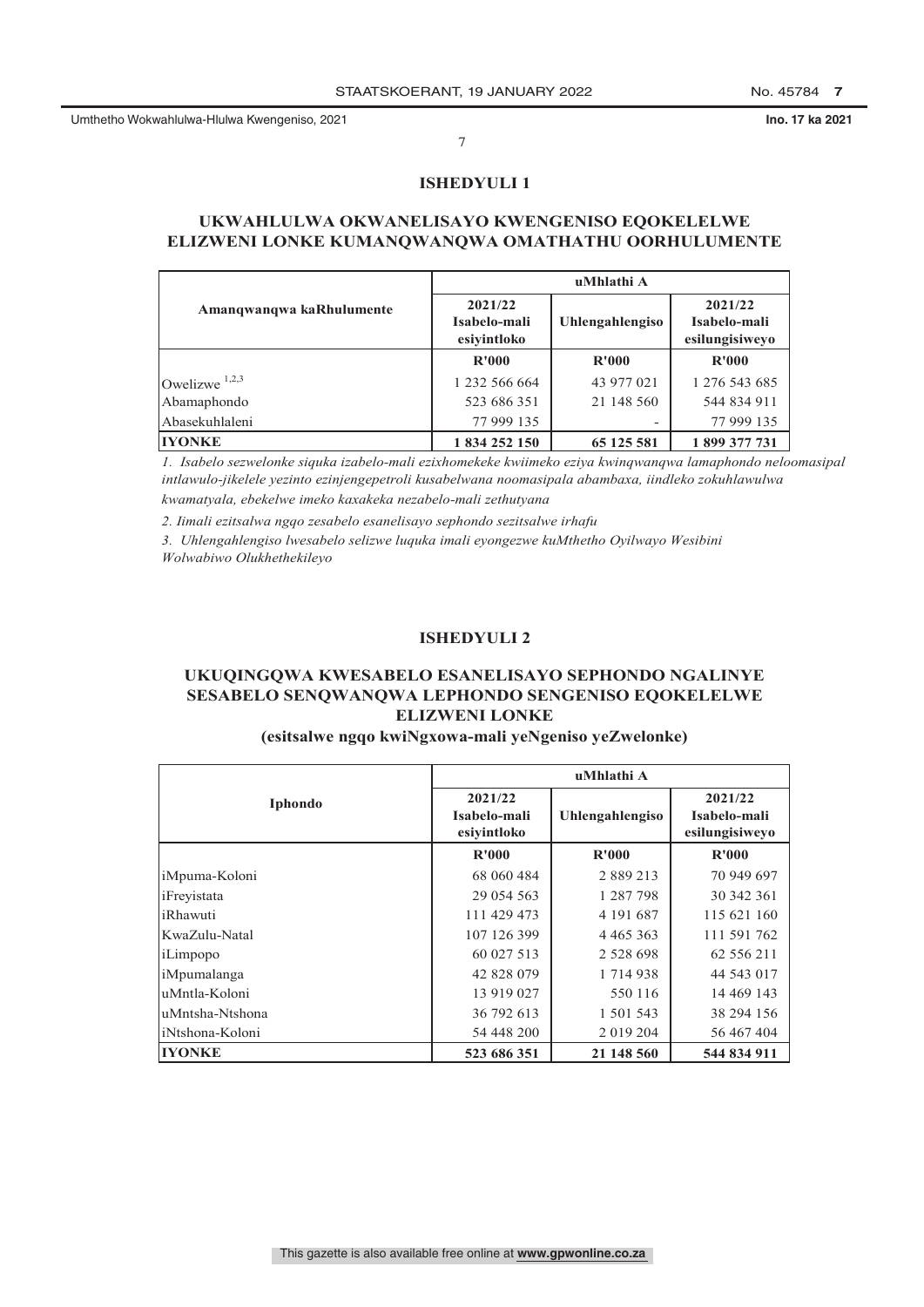## ISHEDYULI 1

### UKWAHLULWA OKWANELISAYO KWENGENISO EQOKELELWE ELIZWENI LONKE KUMANQWANQWA OMATHATHU OORHULUMENTE

| Amanqwanqwa kaRhulumente | uMhlathi A | | |
|---|---|---|---|
| | 2021/22 Isabelo-mali esiyintloko | Uhlengahlengiso | 2021/22 Isabelo-mali esilungisiweyo |
| | R'000 | R'000 | R'000 |
| Owelizwe [1,2,3] | 1 232 566 664 | 43 977 021 | 1 276 543 685 |
| Abamaphondo | 523 686 351 | 21 148 560 | 544 834 911 |
| Abasekuhlaleni | 77 999 135 | - | 77 999 135 |
| **IYONKE** | **1 834 252 150** | **65 125 581** | **1 899 377 731** |

*1. Isabelo sezwelonke siquka izabelo-mali ezixhomekeke kwiimeko eziya kwinqwanqwa lamaphondo neloomasipal intlawulo-jikelele yezinto ezinjengepetroli kusabelwana noomasipala abambaxa, iindleko zokuhlawulwa kwamatyala, ebekelwe imeko kaxakeka nezabelo-mali zethutyana*

*2. Iimali ezitsalwa ngqo zesabelo esanelisayo sephondo sezitsalwe irhafu*

*3. Uhlengahlengiso lwesabelo selizwe luquka imali eyongezwe kuMthetho Oyilwayo Wesibini Wolwabiwo Olukhethekileyo*

## ISHEDYULI 2

### UKUQINGQWA KWESABELO ESANELISAYO SEPHONDO NGALINYE SESABELO SENQWANQWA LEPHONDO SENGENISO EQOKELELWE ELIZWENI LONKE

**(esitsalwe ngqo kwiNgxowa-mali yeNgeniso yeZwelonke)**

| Iphondo | uMhlathi A | | |
|---|---|---|---|
| | 2021/22 Isabelo-mali esiyintloko | Uhlengahlengiso | 2021/22 Isabelo-mali esilungisiweyo |
| | R'000 | R'000 | R'000 |
| iMpuma-Koloni | 68 060 484 | 2 889 213 | 70 949 697 |
| iFreyistata | 29 054 563 | 1 287 798 | 30 342 361 |
| iRhawuti | 111 429 473 | 4 191 687 | 115 621 160 |
| KwaZulu-Natal | 107 126 399 | 4 465 363 | 111 591 762 |
| iLimpopo | 60 027 513 | 2 528 698 | 62 556 211 |
| iMpumalanga | 42 828 079 | 1 714 938 | 44 543 017 |
| uMntla-Koloni | 13 919 027 | 550 116 | 14 469 143 |
| uMntsha-Ntshona | 36 792 613 | 1 501 543 | 38 294 156 |
| iNtshona-Koloni | 54 448 200 | 2 019 204 | 56 467 404 |
| **IYONKE** | **523 686 351** | **21 148 560** | **544 834 911** |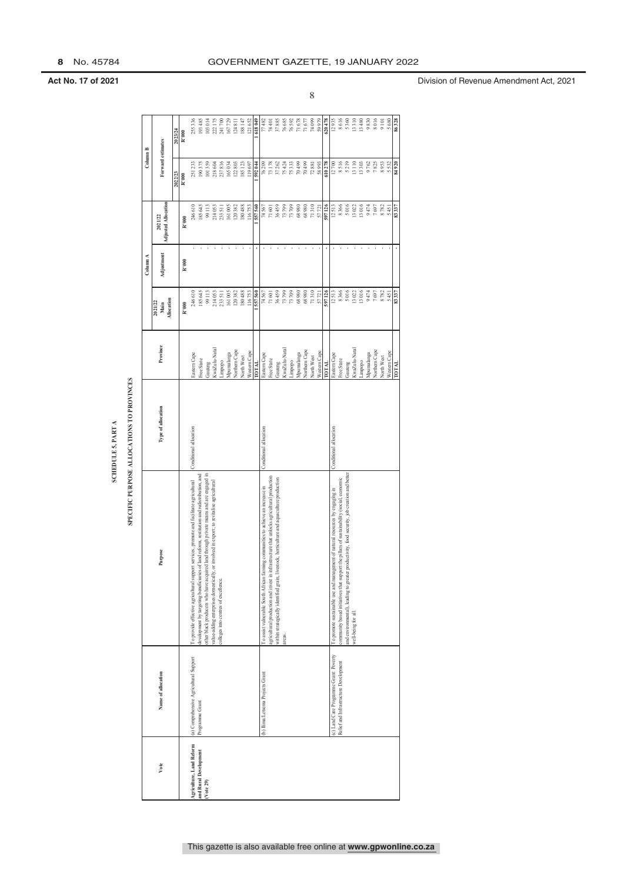**Act No. 17 of 2021** Division of Revenue Amendment Act, 2021

## SCHEDULE 5, PART A

## SPECIFIC PURPOSE ALLOCATIONS TO PROVINCES

| Vote | Name of allocation | Purpose | Type of allocation | Province | Column A | | | Column B | |
|---|---|---|---|---|---|---|---|---|---|
| | | | | | 2021/22 Main Allocation | Adjustment | 2021/22 Adjusted Allocation | Forward estimates | |
| | | | | | | | | 2022/23 | 2023/24 |
| | | | | | R'000 | R'000 | R'000 | R'000 | R'000 |
| Agriculture, Land Reform and Rural Development (Vote 29) | (a) Comprehensive Agricultural Support Programme Grant | To provide effective agricultural support services, promote and facilitate agricultural development by targeting beneficiaries of land reform, restitution and redistribution, and other black producers who have acquired land through private means and are engaged in value-adding enterprises domestically, or involved in export; to revitalise agricultural colleges into centres of excellence. | Conditional allocation | Eastern Cape | 246 610 | - | 246 610 | 251 233 | 255 336 |
| | | | | Free State | 185 645 | - | 185 645 | 190 375 | 193 485 |
| | | | | Gauteng | 99 113 | - | 99 113 | 101 359 | 103 014 |
| | | | | KwaZulu-Natal | 214 053 | - | 214 053 | 218 604 | 222 175 |
| | | | | Limpopo | 233 511 | - | 233 511 | 237 816 | 241 700 |
| | | | | Mpumalanga | 161 005 | - | 161 005 | 165 034 | 167 729 |
| | | | | Northern Cape | 120 382 | - | 120 382 | 122 803 | 124 811 |
| | | | | North West | 180 488 | - | 180 488 | 185 123 | 188 147 |
| | | | | Western Cape | 116 753 | - | 116 753 | 119 697 | 121 652 |
| | | | | **TOTAL** | **1 557 560** | **-** | **1 557 560** | **1 592 044** | **1 618 049** |
| | (b) Ilima/Letsema Projects Grant | To assist vulnerable South African farming communities to achieve an increase in agricultural production and invest in infrastructure that unlocks agricultural production within strategically identified grain, livestock, horticulture and aquaculture production areas. | Conditional allocation | Eastern Cape | 74 567 | - | 74 567 | 76 209 | 77 482 |
| | | | | Free State | 71 601 | - | 71 601 | 73 178 | 74 401 |
| | | | | Gauteng | 36 459 | - | 36 459 | 37 262 | 37 885 |
| | | | | KwaZulu-Natal | 73 799 | - | 73 799 | 75 424 | 76 685 |
| | | | | Limpopo | 73 709 | - | 73 709 | 75 333 | 76 592 |
| | | | | Mpumalanga | 68 980 | - | 68 980 | 70 499 | 71 678 |
| | | | | Northern Cape | 68 980 | - | 68 980 | 70 499 | 71 677 |
| | | | | North West | 71 310 | - | 71 310 | 72 881 | 74 099 |
| | | | | Western Cape | 57 721 | - | 57 721 | 58 993 | 59 979 |
| | | | | **TOTAL** | **597 126** | **-** | **597 126** | **610 278** | **620 478** |
| | (c) Land Care Programme Grant: Poverty Relief and Infrastructure Development | To promote sustainable use and management of natural resources by engaging in community based initiatives that support the pillars of sustainability (social, economic and environmental), leading to greater productivity, food security, job creation and better well-being for all. | Conditional allocation | Eastern Cape | 12 513 | - | 12 513 | 12 700 | 12 935 |
| | | | | Free State | 8 366 | - | 8 366 | 8 516 | 8 616 |
| | | | | Gauteng | 5 016 | - | 5 016 | 5 219 | 5 360 |
| | | | | KwaZulu-Natal | 13 022 | - | 13 022 | 13 110 | 13 310 |
| | | | | Limpopo | 13 016 | - | 13 016 | 13 303 | 13 480 |
| | | | | Mpumalanga | 9 474 | - | 9 474 | 9 762 | 9 830 |
| | | | | Northern Cape | 7 697 | - | 7 697 | 7 825 | 8 016 |
| | | | | North West | 8 782 | - | 8 782 | 8 953 | 9 101 |
| | | | | Western Cape | 5 451 | - | 5 451 | 5 532 | 5 680 |
| | | | | **TOTAL** | **83 337** | **-** | **83 337** | **84 920** | **86 328** |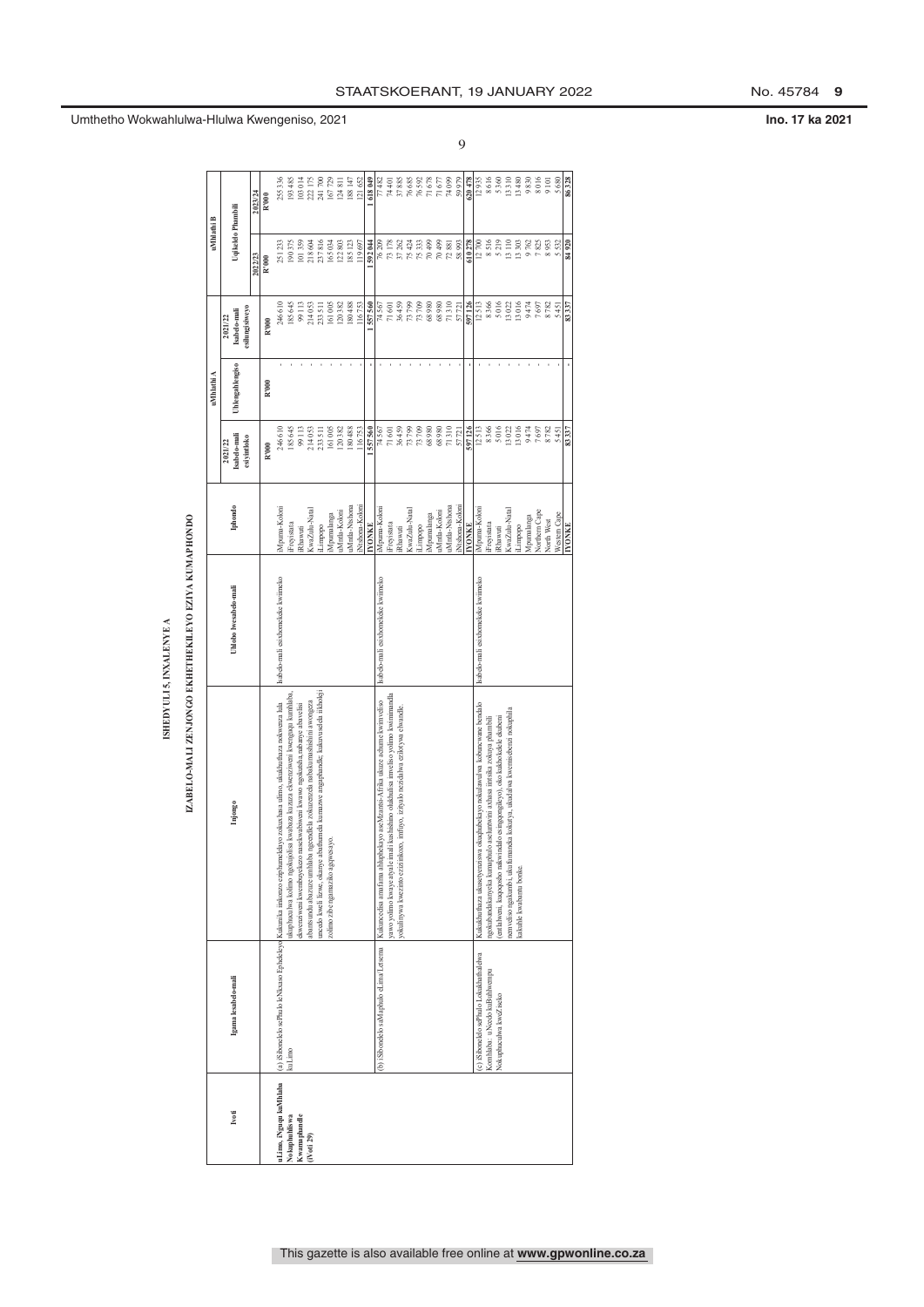# ISHEDYULI 5, INXALENYE A

## IZABELO-MALI ZENJONGO EKHETHEKILEYO EZIYA KUMAPHONDO

| Ivoti | Igama lesabelo-mali | Injongo | Uhlobo lwesabelo-mali | Iphondo | uMhlathi A | | | uMhlathi B | |
|---|---|---|---|---|---|---|---|---|---|
| | | | | | 2021/22 Isabelo-mali esiyinfoko | Uhlengahlengiso | 2021/22 Isabelo-mali esihlengahlengisiweyo | Uqikelelo Phambili | |
| | | | | | | | | 2022/23 | 2023/24 |
| | | | | | R'000 | R'000 | R'000 | R'000 | R'000 |
| uLimo, iNguqu kuMhlaba Nokuphuhliswa Kwamaphandle (iVoti 29) | (a) iSibonelelo seProjekthi leNkxaso Ephelelweyo kuLimo | Kukuxhasa iinkonzo zophuhliso zoqoqosho ezibandakanyayo neenkonzo zokwandiswa kolimo eziqingqiweyo ngokuthe ngqo kwabo bafumana umhlaba, abanini-mafama abasakhasayo kunye nabavelisi abakwizinga eliphakathi kwezolimo, ukuze kuphuculwe imveliso kwezolimo, kuchaphazeleke ukuzinza ngezemali kunye nokufikelela kwiimarike kwixesha elifutshane; kwakunye nokuxhasa ukuqiniswa kweendlela zokusebenzisana ezifanelekileyo kwimveliso yolimo | Isabelo-mali esixhomekeke kwimeko | iMpuma-Koloni | 246 610 | - | 246 610 | 251 233 | 255 336 |
| | | | | iFreyistata | 185 645 | - | 185 645 | 190 375 | 193 485 |
| | | | | iRhawuti | 99 113 | - | 99 113 | 101 359 | 103 014 |
| | | | | KwaZulu-Natal | 214 053 | - | 214 053 | 218 604 | 222 175 |
| | | | | iLimpopo | 233 511 | - | 233 511 | 237 816 | 241 700 |
| | | | | iMpumalanga | 161 005 | - | 161 005 | 165 034 | 167 729 |
| | | | | uMntla-Koloni | 120 382 | - | 120 382 | 122 803 | 124 811 |
| | | | | uMntla-Ntshona | 180 488 | - | 180 488 | 185 123 | 188 147 |
| | | | | iNtshona-Koloni | 116 753 | - | 116 753 | 119 697 | 121 652 |
| | | | | **IYONKE** | **1 557 560** | **-** | **1 557 560** | **1 592 044** | **1 618 049** |
| | (b) iSibonelelo saMaphulo eLima/Letsema | Kukunceda amafama ahlupheka yaseMzantsi-Afrika ukuze ukunyusa imveliso yawo yolimo kwaye anyuke imali kwi kunye nokuvelisa imveliso yolimo kwimimandla yokulinywa kwezimo ezahlukeneyo, imifuyo, izityalo nezindlela ezilawulwa ekusebenzeni | Isabelo-mali esixhomekeke kwimeko | iMpuma-Koloni | 74 567 | - | 74 567 | 76 209 | 77 482 |
| | | | | iFreyistata | 71 601 | - | 71 601 | 73 178 | 74 401 |
| | | | | iRhawuti | 36 459 | - | 36 459 | 37 262 | 37 885 |
| | | | | KwaZulu-Natal | 73 799 | - | 73 799 | 75 424 | 76 685 |
| | | | | iLimpopo | 73 709 | - | 73 709 | 75 333 | 76 592 |
| | | | | iMpumalanga | 68 980 | - | 68 980 | 70 499 | 71 678 |
| | | | | uMntla-Koloni | 68 980 | - | 68 980 | 70 499 | 71 677 |
| | | | | uMntla-Ntshona | 71 310 | - | 71 310 | 72 881 | 74 099 |
| | | | | iNtshona-Koloni | 57 721 | - | 57 721 | 58 993 | 59 979 |
| | | | | **IYONKE** | **597 126** | **-** | **597 126** | **610 278** | **620 478** |
| | (c) iSibonelelo sePhulo Lokukhuthaza Komhlaba: uNcedo kuBathengi Nokuphuculwa kwaZiseko | Kukukhuthaza ukusetyenziswa okuqhubekayo nokulawulwa kobuncwane bendalo ngokubandakanya kumaphulo asekuhlaleni ukuxhasa iinfrastrakitsha zolimo; ukuqinisekisa ukhuseleko lokutya nezinto zokuphila kwabantu | Isabelo-mali esixhomekeke kwimeko | iMpuma-Koloni | 12 513 | - | 12 513 | 12 700 | 12 935 |
| | | | | iFreyistata | 8 366 | - | 8 366 | 8 516 | 8 616 |
| | | | | iRhawuti | 5 016 | - | 5 016 | 5 219 | 5 160 |
| | | | | KwaZulu-Natal | 13 022 | - | 13 022 | 13 110 | 13 310 |
| | | | | iLimpopo | 13 016 | - | 13 016 | 13 303 | 13 480 |
| | | | | Mpumalanga | 9 474 | - | 9 474 | 9 762 | 9 830 |
| | | | | Northern Cape | 7 697 | - | 7 697 | 7 825 | 8 016 |
| | | | | North West | 8 782 | - | 8 782 | 8 953 | 9 101 |
| | | | | Western Cape | 5 451 | - | 5 451 | 5 532 | 5 680 |
| | | | | **IYONKE** | **83 337** | **-** | **83 337** | **84 920** | **86 328** |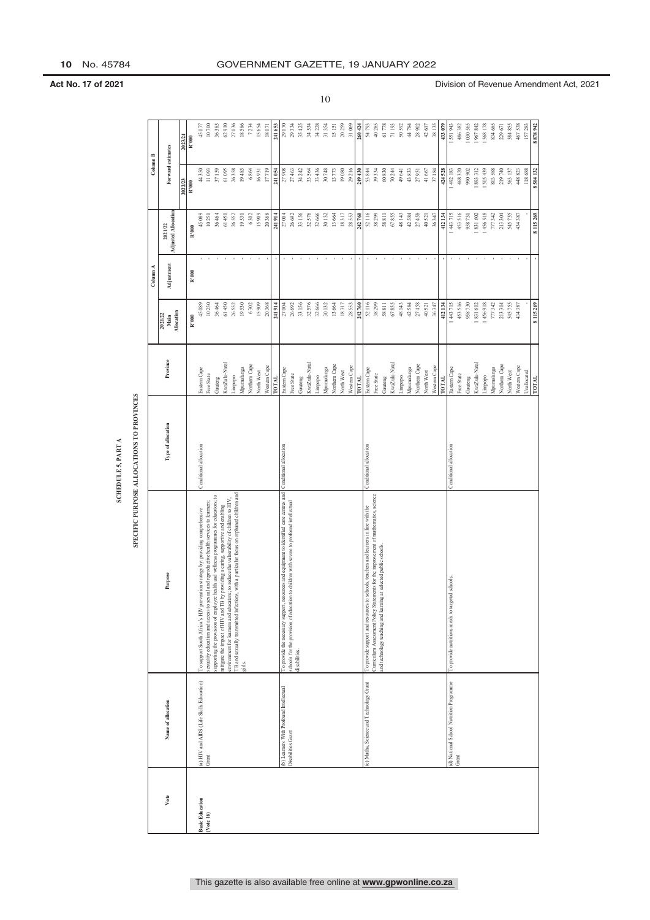# SCHEDULE 5, PART A

## SPECIFIC PURPOSE ALLOCATIONS TO PROVINCES

| Vote | Name of allocation | Purpose | Type of allocation | Province | Column A | | | Column B | |
|---|---|---|---|---|---|---|---|---|---|
| | | | | | 2021/22 Main Allocation | Adjustment | 2021/22 Adjusted Allocation | Forward estimates | |
| | | | | | | | | 2022/23 | 2023/24 |
| | | | | | R'000 | R'000 | R'000 | R'000 | R'000 |
| Basic Education (Vote 16) | (a) HIV and AIDS (Life Skills Education) Grant | To support South Africa's HIV prevention strategy by: providing comprehensive sexuality education and access to sexual and reproductive health services to learners; supporting the provision of employee health and wellness programmes for educators; to mitigate the impact of HIV and TB by providing a caring, supportive and enabling environment for learners and educators; to reduce the vulnerability of children to HIV, TB and sexually transmitted infections, with a particular focus on orphaned children and girls. | Conditional allocation | Eastern Cape | 45 089 | - | 45 089 | 44 350 | 45 077 |
| | | | | Free State | 10 250 | - | 10 250 | 11 093 | 10 700 |
| | | | | Gauteng | 36 464 | - | 36 464 | 37 159 | 36 385 |
| | | | | KwaZulu-Natal | 61 450 | - | 61 450 | 61 095 | 62 910 |
| | | | | Limpopo | 26 552 | - | 26 552 | 26 358 | 27 036 |
| | | | | Mpumalanga | 19 530 | - | 19 530 | 19 485 | 18 586 |
| | | | | Northern Cape | 6 302 | - | 6 302 | 6 864 | 7 234 |
| | | | | North West | 15 909 | - | 15 909 | 16 931 | 15 654 |
| | | | | Western Cape | 20 368 | - | 20 368 | 17 719 | 18 071 |
| | | | | **TOTAL** | **241 914** | **-** | **241 914** | **241 054** | **241 653** |
| | (b) Learners With Profound Intellectual Disabilities Grant | To provide the necessary support, resources and equipment to identified care centres and schools for the provision of education to children with severe to profound intellectual disabilities. | Conditional allocation | Eastern Cape | 27 004 | - | 27 004 | 27 908 | 29 070 |
| | | | | Free State | 26 692 | - | 26 692 | 27 463 | 29 334 |
| | | | | Gauteng | 33 156 | - | 33 156 | 34 242 | 35 425 |
| | | | | KwaZulu-Natal | 32 576 | - | 32 576 | 33 564 | 34 534 |
| | | | | Limpopo | 32 666 | - | 32 666 | 33 436 | 34 228 |
| | | | | Mpumalanga | 30 132 | - | 30 132 | 30 748 | 31 354 |
| | | | | Northern Cape | 13 664 | - | 13 664 | 13 773 | 15 151 |
| | | | | North West | 18 317 | - | 18 317 | 19 080 | 20 259 |
| | | | | Western Cape | 28 553 | - | 28 553 | 29 216 | 31 069 |
| | | | | **TOTAL** | **242 760** | **-** | **242 760** | **249 430** | **260 424** |
| | (c) Maths, Science and Technology Grant | To provide support and resources to schools, teachers and learners in line with the Curriculum Assessment Policy Statements for the improvement of mathematics, science and technology teaching and learning at selected public schools. | Conditional allocation | Eastern Cape | 52 116 | - | 52 116 | 53 844 | 54 793 |
| | | | | Free State | 38 299 | - | 38 299 | 39 334 | 40 285 |
| | | | | Gauteng | 58 811 | - | 58 811 | 60 830 | 61 778 |
| | | | | KwaZulu-Natal | 67 855 | - | 67 855 | 70 244 | 71 193 |
| | | | | Limpopo | 48 143 | - | 48 143 | 49 641 | 50 592 |
| | | | | Mpumalanga | 42 584 | - | 42 584 | 43 833 | 44 784 |
| | | | | Northern Cape | 27 458 | - | 27 458 | 27 951 | 28 902 |
| | | | | North West | 40 521 | - | 40 521 | 41 667 | 42 617 |
| | | | | Western Cape | 36 347 | - | 36 347 | 37 184 | 38 135 |
| | | | | **TOTAL** | **412 134** | **-** | **412 134** | **424 528** | **433 079** |
| | (d) National School Nutrition Programme Grant | To provide nutritious meals to targeted schools. | Conditional allocation | Eastern Cape | 1 443 715 | - | 1 443 715 | 1 492 183 | 1 551 943 |
| | | | | Free State | 453 516 | - | 453 516 | 468 320 | 486 382 |
| | | | | Gauteng | 958 730 | - | 958 730 | 990 902 | 1 030 565 |
| | | | | KwaZulu-Natal | 1 831 602 | - | 1 831 602 | 1 893 312 | 1 967 842 |
| | | | | Limpopo | 1 456 918 | - | 1 456 918 | 1 505 439 | 1 568 178 |
| | | | | Mpumalanga | 777 342 | - | 777 342 | 803 588 | 834 685 |
| | | | | Northern Cape | 213 304 | - | 213 304 | 219 740 | 229 671 |
| | | | | North West | 545 755 | - | 545 755 | 563 137 | 584 855 |
| | | | | Western Cape | 434 387 | - | 434 387 | 448 823 | 467 538 |
| | | | | Unallocated | - | - | - | 118 688 | 157 283 |
| | | | | **TOTAL** | **8 115 269** | **-** | **8 115 269** | **8 504 132** | **8 878 942** |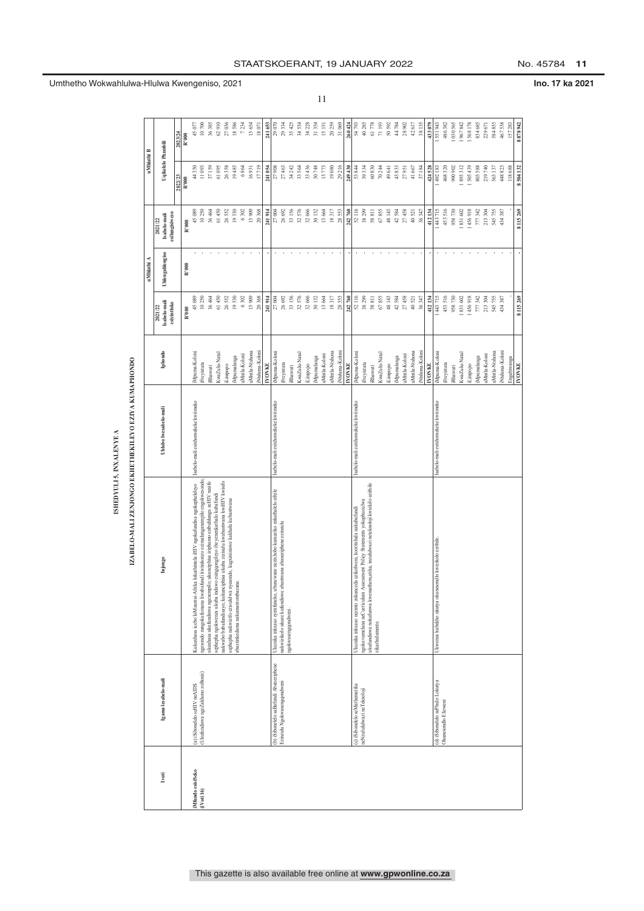# ISHEDYULI 5, INXALENYE A

## IZABELO-MALI ZENJONGO EKHETHEKILEYO EZIYA KUMAPHONDO

| Ivoti | Igama Lesabelo-mali | Injongo | Uhlobo lwesabelo-mali | Iphondo | uMhlathi A 2021/22 Isabelo-mali esipasisiweyo R'000 | uMhlathi A Uhlengahlengiso R'000 | 2021/22 Isabelo-mali esihlengahlengisiweyo R'000 | uMhlathi B Uqikelelo Phambili 2022/23 R'000 | uMhlathi B Uqikelelo Phambili 2023/24 R'000 |
|---|---|---|---|---|---|---|---|---|---|
| iMfundo esisiSeko (iVoti 16) | (a) iSibonelelo seHIV neAIDS (Ukufundiswa ngeZakhono zoBomi) | Kukuxhasa icebo loMzantsi-Afrika lokuthintela iHIV ngokuthatha ngokuphelelyo ngesondlo ngengokufumana kwabafundi kwiinkonzo ezimalunga nempilo engokwesondo; ukuxhasa ukufundiswa ngezempilo; ukuneqhisa iziqhamo ezithathinga zeHIV nesifo sephepha ngolwenza ukuba indawo esingqongileyo ibe yexexikarhuli kubafundi nakwabo babafundisayo, kukunciphisa ukuba zizinala kwabantwana kwiHIV kwisifo sephepha nakwizifo ezisulelwa ngesondo, kugcininisiwe kakhulu kubantwana abomthandeni nakumantombazana. | Isabelo-mali esinikezelwe kwimeko | iMpuma-Koloni | 45 089 | - | 45 089 | 44 350 | 45 077 |
| | | | | iFreyistata | 10 250 | - | 10 250 | 11 093 | 10 700 |
| | | | | iRhawuti | 36 464 | - | 36 464 | 37 159 | 36 385 |
| | | | | KwaZulu-Natal | 61 450 | - | 61 450 | 61 095 | 62 910 |
| | | | | iLimpopo | 26 552 | - | 26 552 | 26 358 | 27 036 |
| | | | | iMpumalanga | 19 530 | - | 19 530 | 19 485 | 18 586 |
| | | | | uMntla-Koloni | 6 302 | - | 6 302 | 6 864 | 7 234 |
| | | | | uMntla-Ntshona | 15 909 | - | 15 909 | 16 931 | 15 654 |
| | | | | iNtshona-Koloni | 20 368 | - | 20 368 | 17 719 | 18 071 |
| | | | | **IYONKE** | **241 914** | **-** | **241 914** | **241 054** | **241 653** |
| | (b) iSibonelelo saBafundi Abaneziphene Ezinzulu Ngokwasengqondweni | Ukunika inkxaso eyimfuneko, ubuncwane nezixhobo kumaziko enkathalelo afkile nakwizikolo ukuze kufundiswe abantwana abaneziphene ezinzulu ngokwasengqondweni. | Isabelo-mali esinikezelwe kwimeko | iMpuma-Koloni | 27 004 | - | 27 004 | 27 908 | 29 070 |
| | | | | iFreyistata | 26 692 | - | 26 692 | 27 463 | 29 334 |
| | | | | iRhawuti | 33 156 | - | 33 156 | 34 242 | 35 425 |
| | | | | KwaZulu-Natal | 32 576 | - | 32 576 | 33 564 | 34 534 |
| | | | | iLimpopo | 32 666 | - | 32 666 | 33 436 | 34 228 |
| | | | | iMpumalanga | 30 132 | - | 30 132 | 30 748 | 31 354 |
| | | | | uMntla-Koloni | 13 664 | - | 13 664 | 13 773 | 15 151 |
| | | | | uMntla-Ntshona | 18 317 | - | 18 317 | 19 080 | 20 259 |
| | | | | iNtshona-Koloni | 28 553 | - | 28 553 | 29 216 | 31 069 |
| | | | | **IYONKE** | **242 760** | **-** | **242 760** | **249 430** | **260 424** |
| | (c) iSibonelelo seMathematika neNzululwazi neTeknoloji | Ukunika inkxaso nezinto zokuncedisa ezikolweni, kootitshala nakubafundi ngokuvumelana neCurriculum Assessment Policy Statements yokuphuculwa ukufundiswa nokufunwa kwemathematika, inzululwazi neteknoloji kwizikolo ezithile zikarhulumente. | Isabelo-mali esinikezelwe kwimeko | iMpuma-Koloni | 52 116 | - | 52 116 | 53 844 | 54 793 |
| | | | | iFreyistata | 38 299 | - | 38 299 | 39 334 | 40 285 |
| | | | | iRhawuti | 58 811 | - | 58 811 | 60 830 | 61 778 |
| | | | | KwaZulu-Natal | 67 855 | - | 67 855 | 70 244 | 71 193 |
| | | | | iLimpopo | 48 143 | - | 48 143 | 49 641 | 50 592 |
| | | | | iMpumalanga | 42 584 | - | 42 584 | 43 833 | 44 784 |
| | | | | uMntla-Koloni | 27 458 | - | 27 458 | 27 951 | 28 902 |
| | | | | uMntla-Ntshona | 40 521 | - | 40 521 | 41 667 | 42 617 |
| | | | | iNtshona-Koloni | 36 347 | - | 36 347 | 37 184 | 38 135 |
| | | | | **IYONKE** | **412 134** | **-** | **412 134** | **424 528** | **433 079** |
| | (d) iSibonelelo seProgram Lokutya Okunesondlo Ezikolweni | Ukwenza kubekho ukutya okunesondlo kwizikolo ezithile. | Isabelo-mali esinikezelwe kwimeko | iMpuma-Koloni | 1 443 715 | - | 1 443 715 | 1 492 183 | 1 551 943 |
| | | | | iFreyistata | 453 516 | - | 453 516 | 468 320 | 486 382 |
| | | | | iRhawuti | 958 730 | - | 958 730 | 990 902 | 1 030 565 |
| | | | | KwaZulu-Natal | 1 831 602 | - | 1 831 602 | 1 893 312 | 1 967 842 |
| | | | | iLimpopo | 1 456 918 | - | 1 456 918 | 1 505 439 | 1 568 178 |
| | | | | iMpumalanga | 777 342 | - | 777 342 | 803 588 | 834 685 |
| | | | | uMntla-Koloni | 213 304 | - | 213 304 | 219 740 | 229 671 |
| | | | | uMntla-Ntshona | 545 755 | - | 545 755 | 563 137 | 584 855 |
| | | | | iNtshona-Koloni | 434 387 | - | 434 387 | 448 823 | 467 538 |
| | | | | Engabiwanga | - | - | - | 118 688 | 157 283 |
| | | | | **IYONKE** | **8 115 269** | **-** | **8 115 269** | **8 504 132** | **8 878 942** |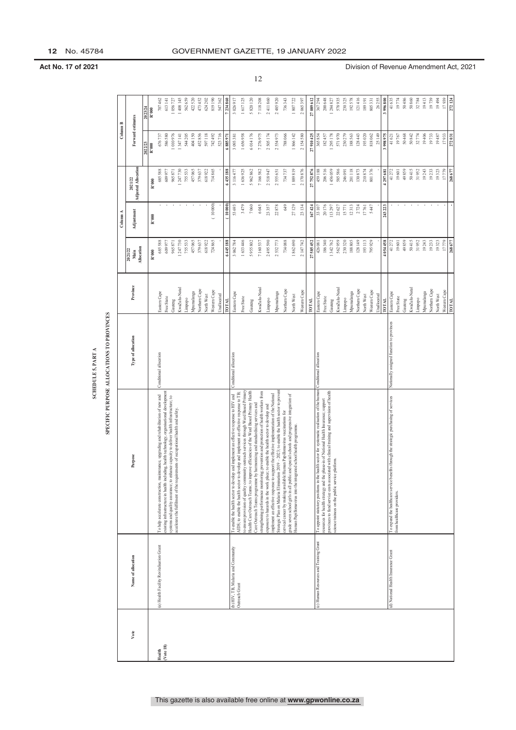Act No. 17 of 2021 — Division of Revenue Amendment Act, 2021

## SCHEDULE 5, PART A

## SPECIFIC PURPOSE ALLOCATIONS TO PROVINCES

| Vote | Name of allocation | Purpose | Type of allocation | Province | Column A | | | Column B | |
|---|---|---|---|---|---|---|---|---|---|
| | | | | | 2021/22 Main Allocation | Adjustment | 2021/22 Adjusted Allocation | Forward estimates | |
| | | | | | | | | 2022/23 | 2023/24 |
| | | | | | R'000 | R'000 | R'000 | R'000 | R'000 |
| Health (Vote 18) | (a) Health Facility Revitalisation Grant | To help accelerate construction, maintenance, upgrading and rehabilitation of new and existing infrastructure in health including, health technology, organisational development systems and quality assurance; to enhance capacity to deliver health infrastructure; to accelerate the fulfilment of the requirements of occupational health and safety. | Conditional allocation | Eastern Cape | 685 588 | - | 685 588 | 676 737 | 707 462 |
| | | | | Free State | 609 977 | - | 609 977 | 586 580 | 613 141 |
| | | | | Gauteng | 965 871 | - | 965 871 | 1 010 976 | 1 056 727 |
| | | | | KwaZulu-Natal | 1 247 730 | - | 1 247 730 | 1 347 141 | 1 408 145 |
| | | | | Limpopo | 755 533 | - | 755 533 | 544 205 | 562 659 |
| | | | | Mpumalanga | 457 065 | - | 457 065 | 404 150 | 422 520 |
| | | | | Northern Cape | 379 637 | - | 379 637 | 452 856 | 473 452 |
| | | | | North West | 618 922 | - | 618 922 | 597 118 | 624 202 |
| | | | | Western Cape | 724 865 | ( 10 000) | 714 865 | 742 492 | 819 190 |
| | | | | Unallocated | - | - | - | 523 716 | 547 362 |
| | | | | **TOTAL** | **6 445 188** | **( 10 000)** | **6 435 188** | **6 885 971** | **7 234 860** |
| | (b) HIV, TB, Malaria and Community Outreach Grant | To enable the health sector to develop and implement an effective response to HIV and AIDS; to enable the health sector to develop and implement an effective response to TB; to ensure provision of quality community outreach services through Ward Based Primary Health Care Outreach Teams; to improve efficiencies of the Ward Based Primary Health Care Outreach Teams programme by harmonising and standardising services and strengthening performance monitoring; prevention and protection of health workers from exposure to hazards in the work place; to enable the health sector to develop and implement an effective response to support the effective implementation of the National Strategic Plan on Malaria Elimination 2019 – 2023; to enable the health sector to prevent cervical cancer by making available Human Papillomavirus vaccinations for grade seven school girls in all public and special schools and progressive integration of Human Papillomavirus into the integrated school health programme. | Conditional allocation | Eastern Cape | 3 062 784 | 53 693 | 3 116 477 | 3 093 381 | 3 026 917 |
| | | | | Free State | 1 633 446 | 3 479 | 1 636 925 | 1 656 958 | 1 617 125 |
| | | | | Gauteng | 5 955 802 | 7 060 | 5 962 862 | 6 014 176 | 5 820 120 |
| | | | | KwaZulu-Natal | 7 160 537 | 6 045 | 7 166 582 | 7 276 975 | 7 118 208 |
| | | | | Limpopo | 2 495 590 | 23 357 | 2 518 947 | 2 505 174 | 2 411 860 |
| | | | | Mpumalanga | 2 532 773 | 22 878 | 2 555 651 | 2 554 973 | 2 485 920 |
| | | | | Northern Cape | 734 088 | 649 | 734 737 | 788 066 | 736 343 |
| | | | | North West | 1 862 690 | 27 129 | 1 889 819 | 1 866 142 | 1 807 722 |
| | | | | Western Cape | 2 147 742 | 23 134 | 2 170 876 | 2 154 580 | 2 065 397 |
| | | | | **TOTAL** | **27 585 452** | **167 424** | **27 752 876** | **27 910 425** | **27 089 612** |
| | (c) Human Resources and Training Grant | To appoint statutory positions in the health sector for systematic realisation of the human resources for health strategy and the phase-in of National Health Insurance; support provinces to fund service costs associated with clinical training and supervision of health science trainees on the public service platform. | Conditional allocation | Eastern Cape | 426 081 | 33 107 | 459 188 | 365 854 | 367 294 |
| | | | | Free State | 186 340 | 20 176 | 206 516 | 182 457 | 200 648 |
| | | | | Gauteng | 1 342 762 | 113 297 | 1 456 059 | 1 295 178 | 1 284 827 |
| | | | | KwaZulu-Natal | 562 959 | 22 627 | 585 586 | 571 970 | 578 935 |
| | | | | Limpopo | 230 320 | 15 771 | 246 091 | 230 279 | 230 325 |
| | | | | Mpumalanga | 188 805 | 12 313 | 201 118 | 188 563 | 192 578 |
| | | | | Northern Cape | 128 149 | 2 724 | 130 873 | 128 443 | 121 416 |
| | | | | North West | 193 113 | 17 761 | 210 874 | 193 020 | 189 191 |
| | | | | Western Cape | 795 929 | 5 447 | 801 376 | 818 062 | 805 331 |
| | | | | Unallocated | - | - | - | 25 149 | 26 255 |
| | | | | **TOTAL** | **4 054 458** | **243 223** | **4 297 681** | **3 998 975** | **3 996 800** |
| | (d) National Health Insurance Grant | To expand the healthcare service benefits through the strategic purchasing of services from healthcare providers. | Nationally assigned function to provinces | Eastern Cape | 41 272 | - | 41 272 | 41 621 | 41 635 |
| | | | | Free State | 19 601 | - | 19 601 | 19 767 | 19 774 |
| | | | | Gauteng | 49 859 | - | 49 859 | 50 468 | 50 486 |
| | | | | KwaZulu-Natal | 50 415 | - | 50 415 | 50 842 | 50 860 |
| | | | | Limpopo | 31 952 | - | 31 952 | 32 774 | 32 784 |
| | | | | Mpumalanga | 19 243 | - | 19 243 | 19 406 | 19 413 |
| | | | | Northern Cape | 19 233 | - | 19 233 | 19 733 | 19 739 |
| | | | | North West | 19 323 | - | 19 323 | 19 487 | 19 494 |
| | | | | Western Cape | 17 779 | - | 17 779 | 17 933 | 17 939 |
| | | | | **TOTAL** | **268 677** | **-** | **268 677** | **272 031** | **272 124** |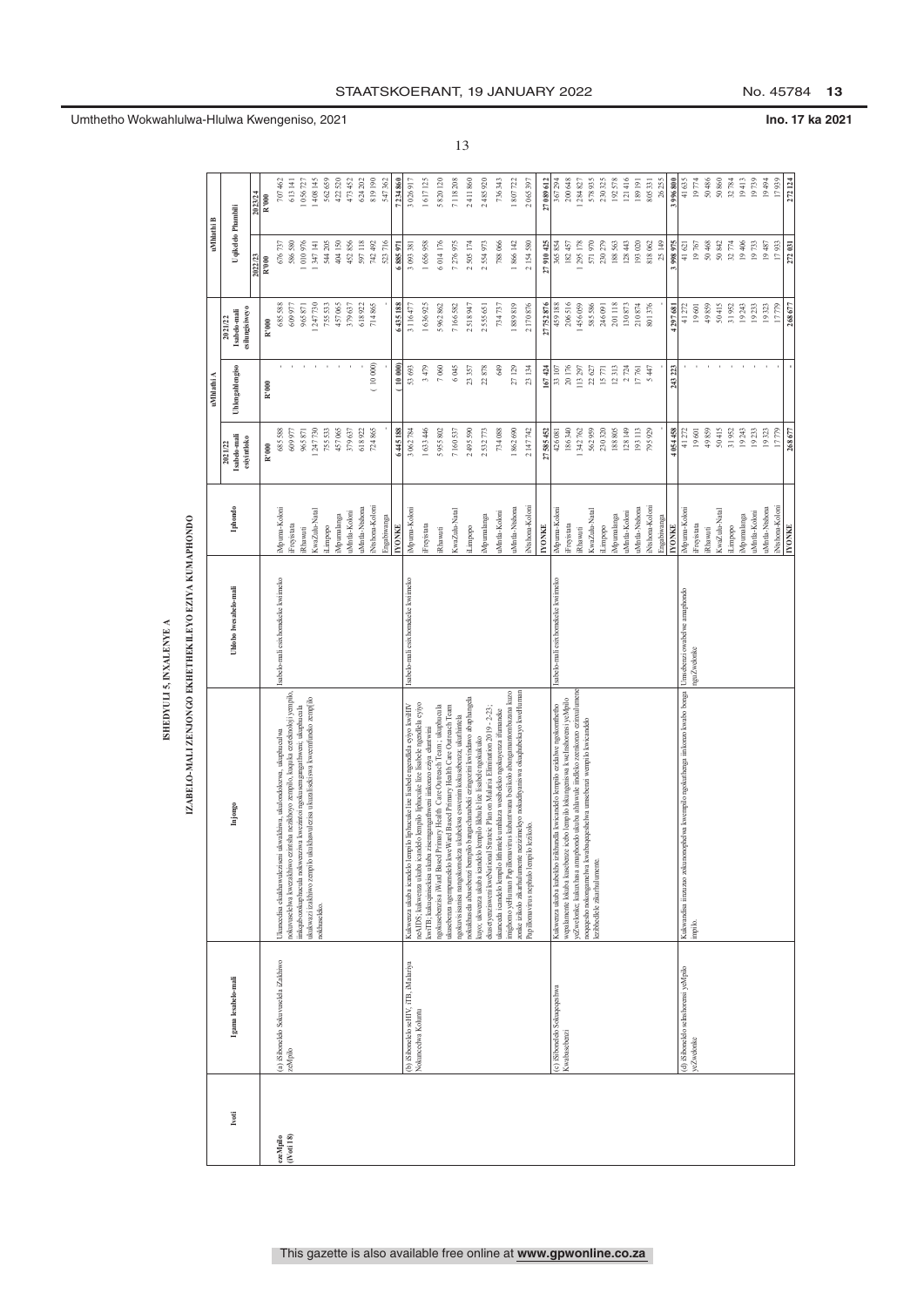# ISHEDYULI 5, INXALENYE A

## IZABELO-MALI ZENJONGO EKHETHEKILEYO EZIYA KUMAPHONDO

| Ivoti | Igama lesabelo-mali | Injongo | Uhlobo lwesabelo-mali | Iphondo | uMlathi A | | | uMlathi B | |
|---|---|---|---|---|---|---|---|---|---|
| | | | | | 2021/22 Isabelo-mali esiyintloko | Uhlengahlengiso | 2021/22 Isabelo-mali esihlengahlengisiweyo | Uqikelelo Phambili | |
| | | | | | | | | 2022/23 | 2023/24 |
| | | | | | R'000 | R'000 | R'000 | R'000 | R'000 |
| ezeMpilo (Ivoti 18) | (a) iSibonelelo Sokuxhaswa kweZiko zeMpilo | Ukuncedisa ekuhlaziywakwezixhobo kwezakhiwo nezixhobo zempilo, kuquka ezenkonzo zemiphefumlo, ukulondolozwa kweziko zempilo ngokukaqamaleshi ngaphesheya, ukuphucula inkqubo nemisebenzi kwiziko zempilo kwiindawo zezempilo ngokokungqinelana nemigaqo ehlawulwa iziko zempilo ukuphucula ukhuseleko kwezempilo (*best reading*) | Isabelo-mali esixhomekeke kwimeko | iMpuma-Koloni | 685 588 | - | 685 588 | 676 737 | 707 462 |
| | | | | iFreyistata | 609 977 | - | 609 977 | 586 580 | 613 141 |
| | | | | iRhawuti | 965 871 | - | 965 871 | 1 010 976 | 1 056 727 |
| | | | | KwaZulu-Natal | 1 247 730 | - | 1 247 730 | 1 347 141 | 1 408 145 |
| | | | | iLimpopo | 755 533 | - | 755 533 | 544 205 | 562 659 |
| | | | | iMpumalanga | 457 065 | - | 457 065 | 404 150 | 422 520 |
| | | | | uMntla-Koloni | 379 637 | - | 379 637 | 452 856 | 473 452 |
| | | | | uMntla-Ntshona | 618 922 | - | 618 922 | 597 118 | 624 202 |
| | | | | iNtshona-Koloni | 724 865 | ( 10 000) | 714 865 | 742 492 | 819 190 |
| | | | | Engabiwanga | - | - | - | 523 716 | 547 362 |
| | | | | **IYONKE** | **6 445 188** | **( 10 000)** | **6 435 188** | **6 885 971** | **7 234 860** |
| | (b) iSibonelelo seHIV, iTB, iMalariya Nokunceda Kuluntu | Kukwenza ukuba icandelo lempilo liphucule iziphumo zempilo ngokudibanisa kwenkqubo yeHIV neAIDS, ukukwenza ukuba icandelo lempilo liphucule iziphumo ngokuthi kuncedise kwenkqubo yeTB; ukuqinisekisa ukuba kuyaphunyezwa iinkqubo zeNational Strategic Plan on Malaria Elimination 2019 - 2-23; ukuphunyezwa kwenkqubo ye-Ward Based Primary Health Care Outreach Team; ukuphucula ukuhlawulwa abasebenzi bempilo bangaphandle, nokuthumela abasebenzi kwiindawo zempilo ezingeloncedo zabantu; ukuncedisa ekuthinteleni ugonyo lwe-Human Papillomavirus kumantombazana kwizikolo zikarhulumente nezizimeleyo nokuqhubeka kwenkqubo ye-Human Papillomavirus | Isabelo-mali esixhomekeke kwimeko | iMpuma-Koloni | 3 062 784 | 53 693 | 3 116 477 | 3 093 381 | 3 026 917 |
| | | | | iFreyistata | 1 633 446 | 3 479 | 1 636 925 | 1 656 958 | 1 617 125 |
| | | | | iRhawuti | 5 955 802 | 7 060 | 5 962 862 | 6 014 176 | 5 820 120 |
| | | | | KwaZulu-Natal | 7 160 537 | 6 045 | 7 166 582 | 7 276 975 | 7 118 208 |
| | | | | iLimpopo | 2 495 590 | 23 357 | 2 518 947 | 2 505 174 | 2 411 860 |
| | | | | iMpumalanga | 2 532 773 | 22 878 | 2 555 651 | 2 554 973 | 2 485 920 |
| | | | | uMntla-Koloni | 734 088 | 649 | 734 737 | 788 066 | 736 343 |
| | | | | uMntla-Ntshona | 1 862 690 | 27 129 | 1 889 819 | 1 866 142 | 1 807 722 |
| | | | | iNtshona-Koloni | 2 147 742 | 23 134 | 2 170 876 | 2 154 580 | 2 065 397 |
| | | | | **IYONKE** | **27 585 452** | **167 424** | **27 752 876** | **27 910 425** | **27 089 612** |
| | (c) iSibonelelo Sokuqeqeshwa Kwabasebenzi | Kukwenza ukuba kubekho izikhundla kwicandelo lempilo ezidalwe ngokomthetho wepalamente kukuba kusetyenziswe iziko lempilo lokuqeqesha kwabasebenzi bezempilo yezwelonke; kukuxhasa amaphondo ukuba ahlawule imali kwiziko zemfundo; ukuhlawulwa nokuqeqeshwa kwabaqeqeshwa kwicandelo lempilo kwiziko zikarhulumente | Isabelo-mali esixhomekeke kwimeko | iMpuma-Koloni | 426 081 | 33 107 | 459 188 | 365 834 | 367 294 |
| | | | | iFreyistata | 186 340 | 20 176 | 206 516 | 182 457 | 200 648 |
| | | | | iRhawuti | 1 342 762 | 113 297 | 1 456 059 | 1 295 178 | 1 284 827 |
| | | | | KwaZulu-Natal | 562 959 | 22 627 | 585 586 | 571 970 | 578 935 |
| | | | | iLimpopo | 230 320 | 15 771 | 246 091 | 230 279 | 230 325 |
| | | | | iMpumalanga | 188 805 | 12 313 | 201 118 | 188 563 | 192 578 |
| | | | | uMntla-Koloni | 128 149 | 2 724 | 130 873 | 128 443 | 121 416 |
| | | | | uMntla-Ntshona | 193 113 | 17 761 | 210 874 | 193 020 | 189 191 |
| | | | | iNtshona-Koloni | 795 929 | 5 447 | 801 376 | 818 062 | 805 331 |
| | | | | Engabiwanga | - | - | - | 25 149 | 26 255 |
| | | | | **IYONKE** | **4 054 458** | **243 223** | **4 297 681** | **3 998 975** | **3 996 800** |
| | (d) iSibonelelo seInshorensi yeMpilo yeZwelonke | Kukwandisa iinzuzo zokunonophelwa kwempilo ngokuthenga iinkonzo kwabo bonga empilo. | Umsebenzi owabelwe amaphondo ngeZwelonke | iMpuma-Koloni | 41 272 | - | 41 272 | 41 621 | 41 635 |
| | | | | iFreyistata | 19 601 | - | 19 601 | 19 767 | 19 774 |
| | | | | iRhawuti | 49 859 | - | 49 859 | 50 468 | 50 486 |
| | | | | KwaZulu-Natal | 50 415 | - | 50 415 | 50 942 | 50 960 |
| | | | | iLimpopo | 31 952 | - | 31 952 | 32 774 | 32 784 |
| | | | | iMpumalanga | 19 243 | - | 19 243 | 19 406 | 19 413 |
| | | | | uMntla-Koloni | 19 233 | - | 19 233 | 19 733 | 19 739 |
| | | | | uMntla-Ntshona | 19 323 | - | 19 323 | 19 487 | 19 494 |
| | | | | iNtshona-Koloni | 17 779 | - | 17 779 | 17 933 | 17 939 |
| | | | | **IYONKE** | **268 677** | **-** | **268 677** | **272 031** | **272 124** |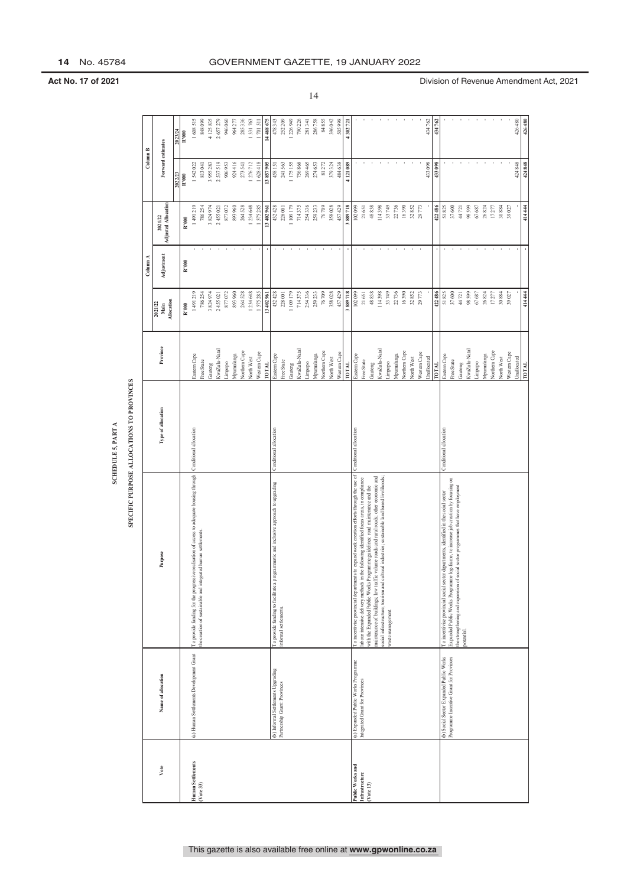**Act No. 17 of 2021** Division of Revenue Amendment Act, 2021

## SCHEDULE 5, PART A

## SPECIFIC PURPOSE ALLOCATIONS TO PROVINCES

| Vote | Name of allocation | Purpose | Type of allocation | Province | Column A | | | Column B | |
|---|---|---|---|---|---|---|---|---|---|
| | | | | | 2021/22 Main Allocation | Adjustment | 2021/22 Adjusted Allocation | Forward estimates | |
| | | | | | | | | 2022/23 | 2023/24 |
| | | | | | R'000 | R'000 | R'000 | R'000 | R'000 |
| **Human Settlements (Vote 33)** | (a) Human Settlements Development Grant | To provide funding for the progressive realisation of access to adequate housing through the creation of sustainable and integrated human settlements. | Conditional allocation | Eastern Cape | 1 491 219 | - | 1 491 219 | 1 542 022 | 1 608 515 |
| | | | | Free State | 786 254 | - | 786 254 | 813 041 | 848 099 |
| | | | | Gauteng | 3 824 974 | - | 3 824 974 | 3 955 283 | 4 125 835 |
| | | | | KwaZulu-Natal | 2 455 021 | - | 2 455 021 | 2 537 519 | 2 657 279 |
| | | | | Limpopo | 877 072 | - | 877 072 | 906 953 | 946 060 |
| | | | | Mpumalanga | 893 960 | - | 893 960 | 924 416 | 964 277 |
| | | | | Northern Cape | 264 528 | - | 264 528 | 273 541 | 285 336 |
| | | | | North West | 1 234 648 | - | 1 234 648 | 1 276 712 | 1 331 763 |
| | | | | Western Cape | 1 575 285 | - | 1 575 285 | 1 628 418 | 1 701 511 |
| | | | | **TOTAL** | **13 402 961** | **-** | **13 402 961** | **13 857 905** | **14 468 675** |
| | (b) Informal Settlements Upgrading Partnership Grant: Provinces | To provide funding to facilitate a programmatic and inclusive approach to upgrading informal settlements. | Conditional allocation | Eastern Cape | 432 428 | - | 432 428 | 458 151 | 478 343 |
| | | | | Free State | 228 001 | - | 228 001 | 241 563 | 252 209 |
| | | | | Gauteng | 1 109 179 | - | 1 109 179 | 1 175 155 | 1 226 949 |
| | | | | KwaZulu-Natal | 714 375 | - | 714 375 | 756 868 | 790 226 |
| | | | | Limpopo | 254 336 | - | 254 336 | 269 465 | 281 341 |
| | | | | Mpumalanga | 259 233 | - | 259 233 | 274 653 | 286 758 |
| | | | | Northern Cape | 76 709 | - | 76 709 | 81 272 | 84 855 |
| | | | | North West | 358 028 | - | 358 028 | 379 324 | 396 042 |
| | | | | Western Cape | 457 429 | - | 457 429 | 484 638 | 505 998 |
| | | | | **TOTAL** | **3 889 718** | **-** | **3 889 718** | **4 121 089** | **4 302 721** |
| **Public Works and Infrastructure (Vote 13)** | (a) Expanded Public Works Programme Integrated Grant for Provinces | To incentivise provincial departments to expand work creation efforts through the use of labour intensive delivery methods in the following identified focus areas, in compliance with the Expanded Public Works Programme guidelines: road maintenance and the maintenance of buildings; low traffic volume roads and rural roads; other economic and social infrastructure; tourism and cultural industries; sustainable land based livelihoods; waste management. | Conditional allocation | Eastern Cape | 102 099 | - | 102 099 | - | - |
| | | | | Free State | 21 651 | - | 21 651 | - | - |
| | | | | Gauteng | 48 838 | - | 48 838 | - | - |
| | | | | KwaZulu-Natal | 114 398 | - | 114 398 | - | - |
| | | | | Limpopo | 33 749 | - | 33 749 | - | - |
| | | | | Mpumalanga | 22 736 | - | 22 736 | - | - |
| | | | | Northern Cape | 16 390 | - | 16 390 | - | - |
| | | | | North West | 32 852 | - | 32 852 | - | - |
| | | | | Western Cape | 29 773 | - | 29 773 | - | - |
| | | | | Unallocated | - | - | - | 433 098 | 434 762 |
| | | | | **TOTAL** | **422 486** | **-** | **422 486** | **433 098** | **434 762** |
| | (b) Social Sector Expanded Public Works Programme Incentive Grant for Provinces | To incentivise provincial social sector departments, identified in the social sector Expanded Public Works Programme log-frame, to increase job creation by focusing on the strengthening and expansion of social sector programmes that have employment potential. | Conditional allocation | Eastern Cape | 51 825 | - | 51 825 | - | - |
| | | | | Free State | 37 600 | - | 37 600 | - | - |
| | | | | Gauteng | 44 721 | - | 44 721 | - | - |
| | | | | KwaZulu-Natal | 98 599 | - | 98 599 | - | - |
| | | | | Limpopo | 67 687 | - | 67 687 | - | - |
| | | | | Mpumalanga | 26 824 | - | 26 824 | - | - |
| | | | | Northern Cape | 17 277 | - | 17 277 | - | - |
| | | | | North West | 30 884 | - | 30 884 | - | - |
| | | | | Western Cape | 39 027 | - | 39 027 | - | - |
| | | | | Unallocated | - | - | - | 424 848 | 426 480 |
| | | | | **TOTAL** | **414 444** | **-** | **414 444** | **424 848** | **426 480** |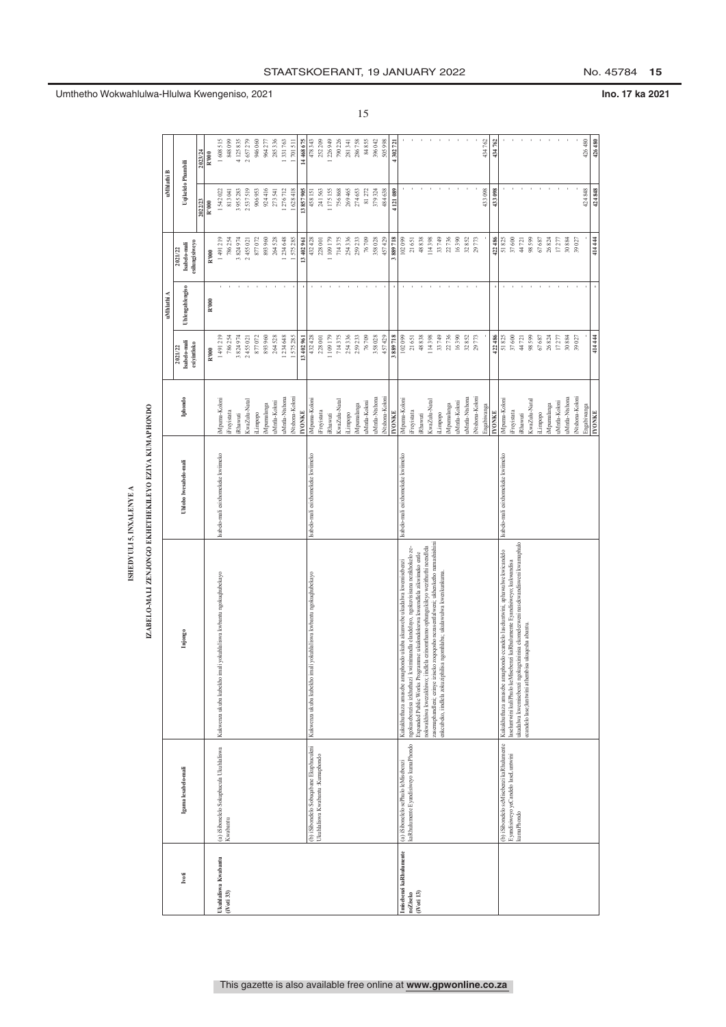# ISHEDYULI 5, INXALENYE A

## IZABELO-MALI ZENJONGO EKHETHEKILEYO EZIYA KUMAPHONDO

| Ivoti | Igama lesabelo-mali | Injongo | Uhlobo lwesabelo-mali | Iphondo | uMhlathi A | | | uMhlathi B | |
|---|---|---|---|---|---|---|---|---|---|
| | | | | | 2021/22 Isabelo-mali esiyintloko | Uhlengahlengiso | 2021/22 Isabelo-mali esihlengisiweyo | Uqikelelo Phambili | |
| | | | | | | | | 2022/23 | 2023/24 |
| | | | | | R'000 | R'000 | R'000 | R'000 | R'000 |
| **Ukuhlaliswa Kwabantu (iVoti 33)** | (a) iSibonelelo Sokuphucula Ukuhlaliswa Kwabantu | Kukwenza ukuba kubekho imali yokuhlaliswa kwabantu ngokuqhubekayo | Isabelo-mali esixhomekeke kwimeko | iMpuma-Koloni | 1 491 219 | - | 1 491 219 | 1 542 022 | 1 608 515 |
| | | | | iFreyistata | 786 254 | - | 786 254 | 813 041 | 848 099 |
| | | | | iRhawuti | 3 824 974 | - | 3 824 974 | 3 955 283 | 4 125 835 |
| | | | | KwaZulu-Natal | 2 455 021 | - | 2 455 021 | 2 537 519 | 2 657 279 |
| | | | | iLimpopo | 877 072 | - | 877 072 | 906 953 | 946 060 |
| | | | | iMpumalanga | 893 960 | - | 893 960 | 924 416 | 964 277 |
| | | | | uMntla-Koloni | 264 528 | - | 264 528 | 273 541 | 285 336 |
| | | | | uMntla-Ntshona | 1 234 648 | - | 1 234 648 | 1 276 712 | 1 331 763 |
| | | | | iNtshona-Koloni | 1 575 285 | - | 1 575 285 | 1 628 418 | 1 701 511 |
| | | | | **IYONKE** | **13 402 961** | **-** | **13 402 961** | **13 857 905** | **14 468 675** |
| | (b) iSibonelelo Sobuqabane Ekuphuculeni Ukuhlaliswa Kwabantu Kumaphondo | Kukwenza ukuba kubekho imali yokuhlaliswa kwabantu ngokuqhubekayo | Isabelo-mali esixhomekeke kwimeko | iMpuma-Koloni | 432 428 | - | 432 428 | 458 151 | 478 343 |
| | | | | iFreyistata | 228 001 | - | 228 001 | 241 563 | 252 209 |
| | | | | iRhawuti | 1 109 179 | - | 1 109 179 | 1 175 155 | 1 226 949 |
| | | | | KwaZulu-Natal | 714 375 | - | 714 375 | 756 868 | 790 226 |
| | | | | iLimpopo | 254 336 | - | 254 336 | 269 465 | 281 341 |
| | | | | iMpumalanga | 259 233 | - | 259 233 | 274 653 | 286 758 |
| | | | | uMntla-Koloni | 76 709 | - | 76 709 | 81 272 | 84 855 |
| | | | | uMntla-Ntshona | 358 028 | - | 358 028 | 379 324 | 396 042 |
| | | | | iNtshona-Koloni | 457 429 | - | 457 429 | 484 638 | 505 998 |
| | | | | **IYONKE** | **3 889 718** | **-** | **3 889 718** | **4 121 089** | **4 302 721** |
| **Imisebenzi kaRhulumente neZiseko (iVoti 13)** | (a) iSibonelelo seNkuthazo seMisebenzi kaRhulumente Eyandisiweyo kumaPhondo | Kukukhuthaza amasebe amaphondo ukuba akunweebe ukusebenza kwemisebenzi ngokusebenzisa izikhuthazi kwiimimandla ekhethekileyo, ngokuvisisana neziphakamiso ze-Expanded Public Works Programme: ukulondolozwa kwendlela zikwimeko entle nokwakhiwa kwezakhiwo; iindlela ezinomthamo ophangalileyo wezithuthi neendlela zasemaphandleni; ezinye izisebeko zoopopelo nezasentlalweni; ukhenketho namashishini enkcubeko; iindlela zokuziphilisa ngomhlaba; ukulawulwa kwenkunkuma. | Isabelo-mali esixhomekeke kwimeko | iMpuma-Koloni | 102 099 | - | 102 099 | - | - |
| | | | | iFreyistata | 21 651 | - | 21 651 | - | - |
| | | | | iRhawuti | 48 838 | - | 48 838 | - | - |
| | | | | KwaZulu-Natal | 114 398 | - | 114 398 | - | - |
| | | | | iLimpopo | 33 749 | - | 33 749 | - | - |
| | | | | iMpumalanga | 22 736 | - | 22 736 | - | - |
| | | | | uMntla-Koloni | 16 390 | - | 16 390 | - | - |
| | | | | uMntla-Ntshona | 32 852 | - | 32 852 | - | - |
| | | | | iNtshona-Koloni | 29 773 | - | 29 773 | - | - |
| | | | | Engabiwanga | - | - | - | 433 098 | 434 762 |
| | | | | **IYONKE** | **422 486** | **-** | **422 486** | **433 098** | **434 762** |
| | (b) iSibonelelo seMisebenzi kaRhulumente Eyandisiweyo yeCandelo laseLuntwini kumaPhondo | Kukukhuthaza amasebe amaphondo ecandelo laseluntwini, aphaswa kwicandelo laseluntwini kaMPhulo weMisebenzi kaRhulumente Eyandisiweyo, kukwandisa ukulubhwa kwemisebenzi ngokuqinisisa okunokwenzeka ngokwandiswaseni kwamaphulo ecandelo laseluntwini athembisa ukuqesha abantu. | Isabelo-mali esixhomekeke kwimeko | iMpuma-Koloni | 51 825 | - | 51 825 | - | - |
| | | | | iFreyistata | 37 600 | - | 37 600 | - | - |
| | | | | iRhawuti | 44 721 | - | 44 721 | - | - |
| | | | | KwaZulu-Natal | 98 599 | - | 98 599 | - | - |
| | | | | iLimpopo | 67 687 | - | 67 687 | - | - |
| | | | | iMpumalanga | 26 824 | - | 26 824 | - | - |
| | | | | uMntla-Koloni | 17 277 | - | 17 277 | - | - |
| | | | | uMntla-Ntshona | 30 884 | - | 30 884 | - | - |
| | | | | iNtshona-Koloni | 39 027 | - | 39 027 | - | - |
| | | | | Engabiwanga | - | - | - | 424 848 | 426 480 |
| | | | | **IYONKE** | **414 444** | **-** | **414 444** | **424 848** | **426 480** |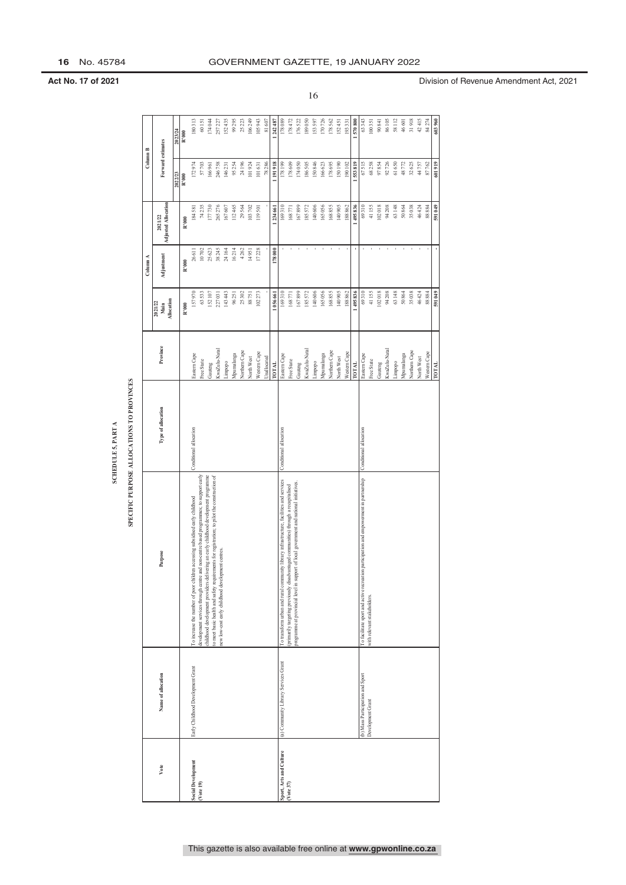**Act No. 17 of 2021** Division of Revenue Amendment Act, 2021

## SCHEDULE 5, PART A

## SPECIFIC PURPOSE ALLOCATIONS TO PROVINCES

| Vote | Name of allocation | Purpose | Type of allocation | Province | Column A | | | Column B | |
|---|---|---|---|---|---|---|---|---|---|
| | | | | | 2021/22 Main Allocation | Adjustment | 2021/22 Adjusted Allocation | Forward estimates | |
| | | | | | | | | 2022/23 | 2023/24 |
| | | | | | R'000 | R'000 | R'000 | R'000 | R'000 |
| **Social Development (Vote 19)** | Early Childhood Development Grant | To increase the number of poor children accessing subsidised early childhood development services through centre and non-centre based programmes; to support early childhood development providers delivering an early childhood development programme to meet basic health and safety requirements for registration; to pilot the construction of new low-cost early childhood development centres. | Conditional allocation | Eastern Cape | 157 970 | 26 611 | 184 581 | 172 974 | 180 313 |
| | | | | Free State | 63 533 | 10 702 | 74 235 | 57 703 | 60 151 |
| | | | | Gauteng | 152 107 | 25 623 | 177 730 | 166 961 | 174 044 |
| | | | | KwaZulu-Natal | 227 031 | 38 245 | 265 276 | 246 758 | 257 227 |
| | | | | Limpopo | 143 443 | 24 164 | 167 607 | 146 231 | 152 435 |
| | | | | Mpumalanga | 96 251 | 16 214 | 112 465 | 95 254 | 99 295 |
| | | | | Northern Cape | 25 302 | 4 262 | 29 564 | 24 196 | 25 223 |
| | | | | North West | 88 751 | 14 951 | 103 702 | 101 924 | 106 249 |
| | | | | Western Cape | 102 273 | 17 228 | 119 501 | 101 631 | 105 943 |
| | | | | Unallocated | - | - | - | 78 286 | 81 607 |
| | | | | **TOTAL** | **1 056 661** | **178 000** | **1 234 661** | **1 191 918** | **1 242 487** |
| **Sport, Arts and Culture (Vote 37)** | (a) Community Library Services Grant | To transform urban and rural community library infrastructure, facilities and services (primarily targeting previously disadvantaged communities) through a recapitalised programme at provincial level in support of local government and national initiatives. | Conditional allocation | Eastern Cape | 169 310 | - | 169 310 | 178 199 | 178 089 |
| | | | | Free State | 168 771 | - | 168 771 | 178 609 | 178 472 |
| | | | | Gauteng | 167 899 | - | 167 899 | 174 050 | 176 522 |
| | | | | KwaZulu-Natal | 185 572 | - | 185 572 | 186 505 | 189 050 |
| | | | | Limpopo | 140 606 | - | 140 606 | 150 846 | 153 597 |
| | | | | Mpumalanga | 165 056 | - | 165 056 | 166 623 | 170 726 |
| | | | | Northern Cape | 168 855 | - | 168 855 | 178 695 | 178 562 |
| | | | | North West | 140 905 | - | 140 905 | 150 190 | 152 451 |
| | | | | Western Cape | 188 862 | - | 188 862 | 190 102 | 193 331 |
| | | | | **TOTAL** | **1 495 836** | **-** | **1 495 836** | **1 553 819** | **1 570 800** |
| | (b) Mass Participation and Sport Development Grant | To facilitate sport and active recreation participation and empowerment in partnership with relevant stakeholders. | Conditional allocation | Eastern Cape | 69 310 | - | 69 310 | 67 515 | 63 143 |
| | | | | Free State | 41 155 | - | 41 155 | 68 258 | 100 351 |
| | | | | Gauteng | 102 018 | - | 102 018 | 97 854 | 90 841 |
| | | | | KwaZulu-Natal | 94 208 | - | 94 208 | 92 726 | 86 105 |
| | | | | Limpopo | 63 148 | - | 63 148 | 61 650 | 58 112 |
| | | | | Mpumalanga | 50 864 | - | 50 864 | 48 772 | 46 601 |
| | | | | Northern Cape | 35 038 | - | 35 038 | 32 625 | 31 918 |
| | | | | North West | 46 424 | - | 46 424 | 44 757 | 42 415 |
| | | | | Western Cape | 88 884 | - | 88 884 | 87 762 | 84 274 |
| | | | | **TOTAL** | **591 049** | **-** | **591 049** | **601 919** | **603 960** |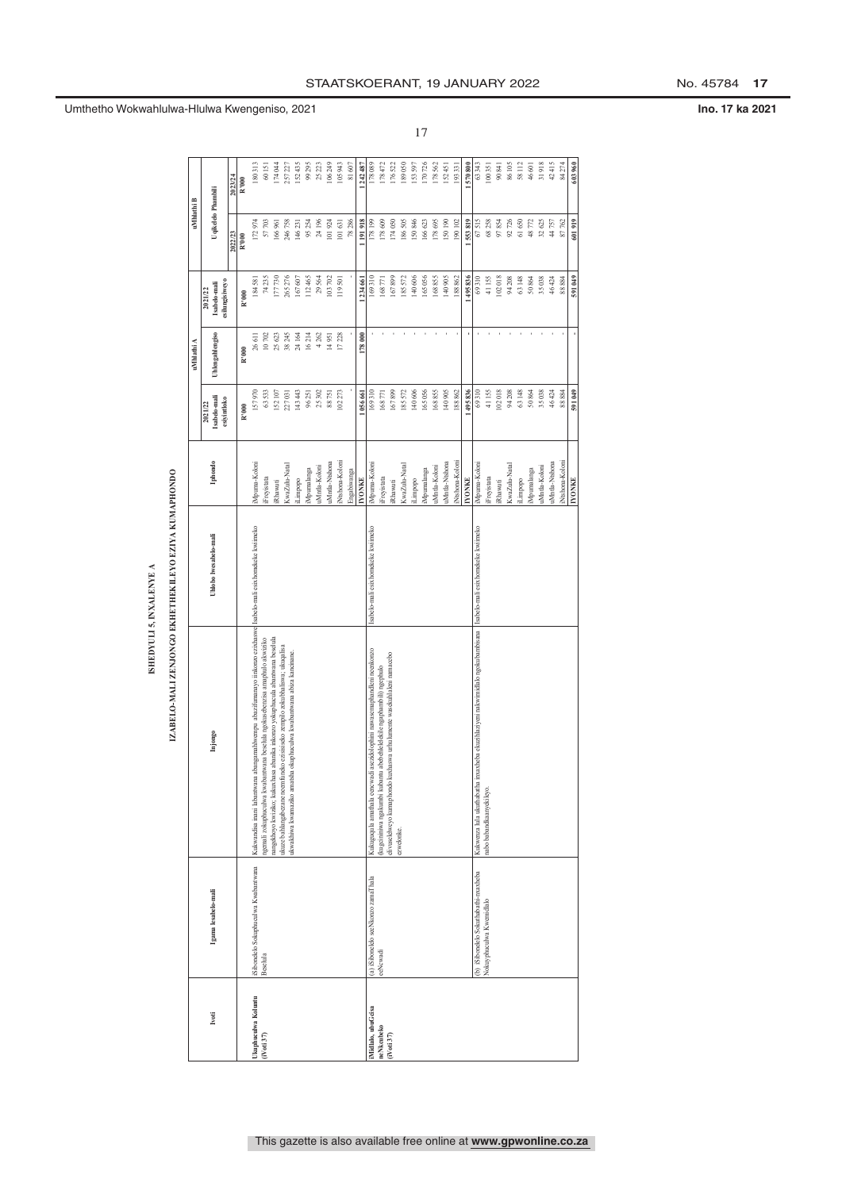# ISHEDYULI 5, INXALENYE A

## IZABELO-MALI ZENJONGO EKHETHEKILEYO EZIYA KUMAPHONDO

| Ivoti | Igama lesabelo-mali | Injongo | Uhlobo lwesabelo-mali | Iphondo | uMlathi A | | | uMlathi B | |
|---|---|---|---|---|---|---|---|---|---|
| | | | | | 2021/22 Isabelo-mali esiyintloko | Uhlengahlengiso | 2021/22 Isabelo-mali esihlengahlengisiweyo | Uqikelelo Phambili | |
| | | | | | | | | 2022/23 | 2023/24 |
| | | | | | R'000 | R'000 | R'000 | R'000 | R'000 |
| **Uhuphuculwa Koluntu (Ivoti 37)** | iSibonelelo Sokuphuculwa Kwabantwana Besebila | Kukwandisa inani labantwana abangenaluthemnpu abazifumanayo iinkonzo ezisekwe ngamali zokuphuculwa kwabantwana besebila ngokusebenzisa amaphulo akwizikho nangekhoyo kwizikho; kukuxhasa abanika inkonzo yokuphucula abantwana besebila ukuze babhalisweze neemfundo ezisisiseko zempilo zokubhaliswa; ukugalisa ukwakhiwa kwamaziko amatsha okuphuculwa kwabantwana abaza kanceme. | Isabelo-mali esixhomekeke kwimeko | iMpuma-Koloni | 157 970 | 26 611 | 184 581 | 172 974 | 180 313 |
| | | | | iFreyistata | 63 533 | 10 702 | 74 235 | 57 703 | 60 151 |
| | | | | iRhawuti | 152 107 | 25 623 | 177 730 | 166 961 | 174 044 |
| | | | | KwaZulu-Natal | 227 031 | 38 245 | 265 276 | 246 758 | 257 227 |
| | | | | iLimpopo | 143 443 | 24 164 | 167 607 | 146 231 | 152 435 |
| | | | | iMpumalanga | 96 251 | 16 214 | 112 465 | 95 254 | 99 295 |
| | | | | uMntla-Koloni | 25 302 | 4 262 | 29 564 | 24 196 | 25 223 |
| | | | | uMntla-Ntshona | 88 751 | 14 951 | 103 702 | 101 924 | 106 249 |
| | | | | iNtshona-Koloni | 102 273 | 17 228 | 119 501 | 101 631 | 105 943 |
| | | | | Engabiwanga | - | - | - | 78 286 | 81 607 |
| | | | | **IYONKE** | **1 056 661** | **178 000** | **1 234 661** | **1 191 918** | **1 242 487** |
| **iMidlalo, uBuGcisa neNkcubeko (Ivoti 37)** | (a) iSibonelelo seeNkonzo zamaThala eeNcwadi | Kukuguqula amathala eencwadi asezidolophini nawasemaphandleni neenkonzo (ku-gcininwa ngakumbi kubantu abehlelelekileyo ngophambili) ngephulo elivisekelweyo kumaphondo kuxhaswa urhulumente wasekhaya kuni namaziko ezwedwe. | Isabelo-mali esixhomekeke kwimeko | iMpuma-Koloni | 169 310 | - | 169 310 | 178 199 | 178 089 |
| | | | | iFreyistata | 168 771 | - | 168 771 | 178 609 | 178 472 |
| | | | | iRhawuti | 167 899 | - | 167 899 | 174 050 | 176 522 |
| | | | | KwaZulu-Natal | 185 572 | - | 185 572 | 186 505 | 189 050 |
| | | | | iLimpopo | 140 606 | - | 140 606 | 150 846 | 153 597 |
| | | | | iMpumalanga | 165 056 | - | 165 056 | 166 623 | 170 726 |
| | | | | uMntla-Koloni | 168 855 | - | 168 855 | 178 695 | 178 562 |
| | | | | uMntla-Ntshona | 140 905 | - | 140 905 | 150 190 | 152 451 |
| | | | | iNtshona-Koloni | 188 862 | - | 188 862 | 190 102 | 193 331 |
| | | | | **IYONKE** | **1 495 836** | **-** | **1 495 836** | **1 553 819** | **1 570 800** |
| | (b) iSibonelelo Sokuthabatha-inxaxheba Nokuphuculwa Kwemidlalo | Kukwenza lula uthabathatha inxaxheba ekuzibhaliseni nakwimidlalo ngokubambisana nabo babandakanyekileyo. | Isabelo-mali esixhomekeke kwimeko | iMpuma-Koloni | 69 310 | - | 69 310 | 67 515 | 63 143 |
| | | | | iFreyistata | 41 155 | - | 41 155 | 68 258 | 100 351 |
| | | | | iRhawuti | 102 018 | - | 102 018 | 97 854 | 90 841 |
| | | | | KwaZulu-Natal | 94 208 | - | 94 208 | 92 726 | 86 105 |
| | | | | iLimpopo | 63 148 | - | 63 148 | 61 650 | 58 112 |
| | | | | iMpumalanga | 50 864 | - | 50 864 | 48 772 | 46 601 |
| | | | | uMntla-Koloni | 35 038 | - | 35 038 | 32 625 | 31 918 |
| | | | | uMntla-Ntshona | 46 424 | - | 46 424 | 44 757 | 42 415 |
| | | | | iNtshona-Koloni | 88 884 | - | 88 884 | 87 762 | 84 274 |
| | | | | **IYONKE** | **591 049** | **-** | **591 049** | **601 919** | **603 960** |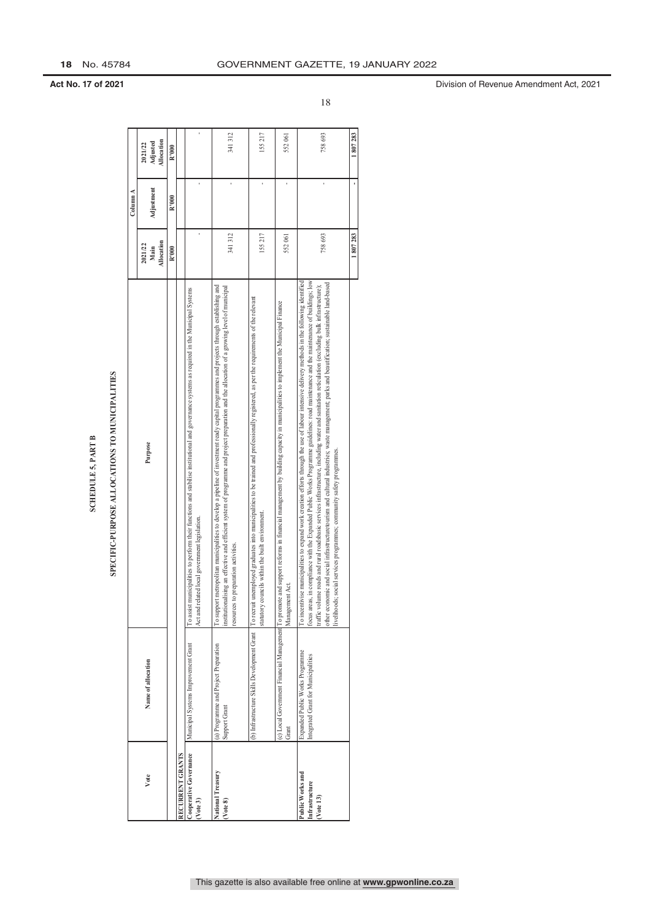**Act No. 17 of 2021** Division of Revenue Amendment Act, 2021

**SCHEDULE 5, PART B**

**SPECIFIC-PURPOSE ALLOCATIONS TO MUNICIPALITIES**

| Vote | Name of allocation | Purpose | 2021/22 Main Allocation | Column A Adjustment | 2021/22 Adjusted Allocation |
|---|---|---|---|---|---|
| | | | R'000 | R'000 | R'000 |
| **RECURRENT GRANTS** | | | | | |
| **Cooperative Governance (Vote 3)** | Municipal Systems Improvement Grant | To assist municipalities to perform their functions and stabilise institutional and governance systems as required in the Municipal Systems Act and related local government legislation. | - | - | - |
| **National Treasury (Vote 8)** | (a) Programme and Project Preparation Support Grant | To support metropolitan municipalities to develop a pipeline of investment ready capital programmes and projects through establishing and institutionalising an effective and efficient system of programme and project preparation and the allocation of a growing level of municipal resources to preparation activities. | 341 312 | - | 341 312 |
| | (b) Infrastructure Skills Development Grant | To recruit unemployed graduates into municipalities to be trained and professionally registered, as per the requirements of the relevant statutory councils within the built environment. | 155 217 | - | 155 217 |
| | (c) Local Government Financial Management Grant | To promote and support reforms in financial management by building capacity in municipalities to implement the Municipal Finance Management Act. | 552 061 | - | 552 061 |
| **Public Works and Infrastructure (Vote 13)** | Expanded Public Works Programme Integrated Grant for Municipalities | To incentivise municipalities to expand work creation efforts through the use of labour intensive delivery methods in the following identified focus areas, in compliance with the Expanded Public Works Programme guidelines: road maintenance and the maintenance of buildings; low traffic volume roads and rural roads/basic services infrastructure, including water and sanitation reticulation (excluding bulk infrastructure); other economic and social infrastructure/tourism and cultural industries; waste management; parks and beautification; sustainable land-based livelihoods; social services programmes; community safety programmes. | 758 693 | - | 758 693 |
| | | | **1 807 283** | **-** | **1 807 283** |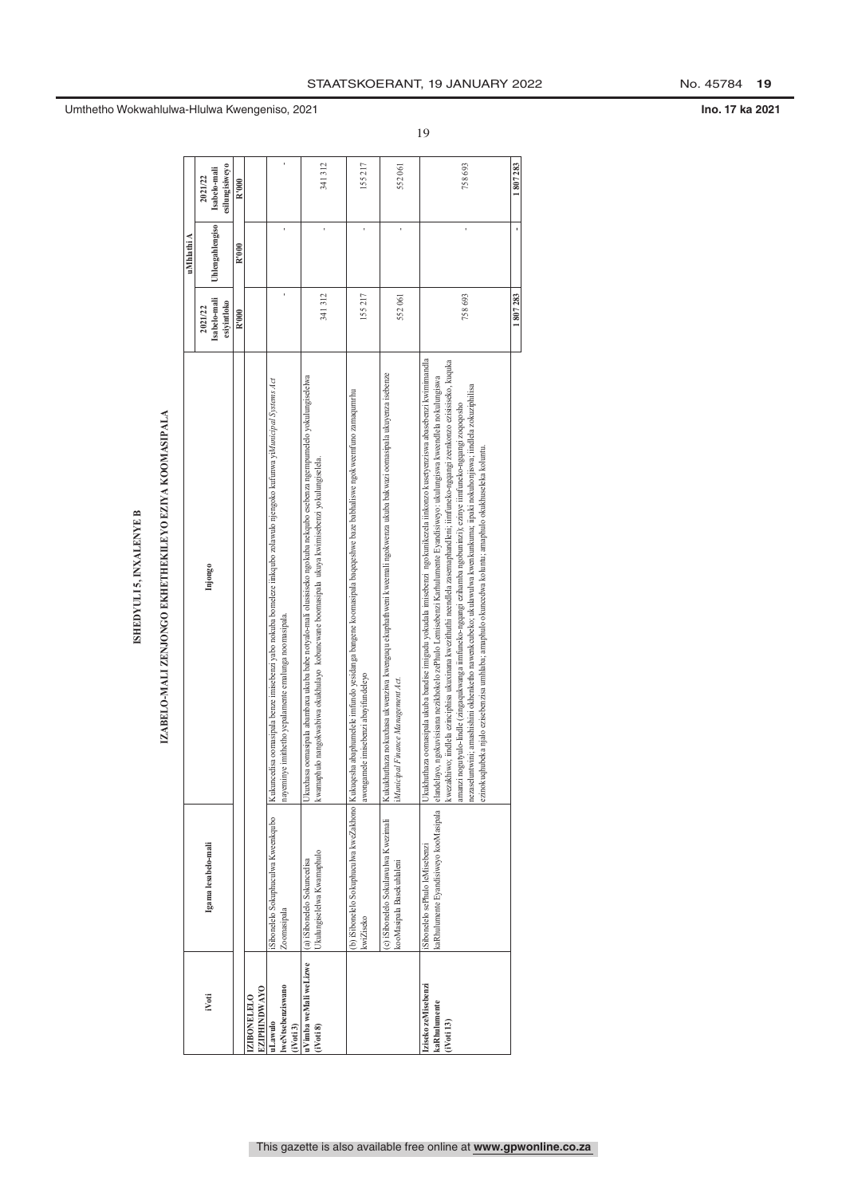Umthetho Wokwahlulwa-Hlulwa Kwengeniso, 2021 — Ino. 17 ka 2021

# ISHEDYULI 5, INXALENYE B

## IZABELO-MALI ZENJONGO EKHETHEKILEYO EZIYA KOOMASIPALA

| iVoti | Igama lesabelo-mali | Injongo | 2021/22 Isabelo-mali esiyintloko | uMhlathi A Uhlengahlengiso | 2021/22 Isabelo-mali esilungisiweyo |
|---|---|---|---|---|---|
| | | | R'000 | R'000 | R'000 |
| **IZIBONELELO EZIPHINDWAYO** | | | | | |
| **uLawulo lweNtsebenziswano (iVoti 3)** | iSibonelelo Sokuphuculwa Kweenkqubo Zoomasipala | Kukuncedisa oomasipala benze imisebenzi yabo nokuba bomeleze inkqubo zolawulo njengoko kufunwa yi*Municipal Systems Act* nayeminye imithetho yepalamente emalunga noomasipala. | - | - | - |
| **uVimba weMali weLizwe (iVoti 8)** | (a) iSibonelelo Sokuncedisa Ukulungiselelwa Kwamaphulo | Ukuxhasa oomasipala abambaxa ukuba babe notyalo-mali olusisiseko ngokuba nekqubo esebenza ngemiqamelelo yokulungiselelwa kwamaphulo nangokwabiwa okukhulayo kobunewane boomasipala ukuya kwimisebenzi yokulungiselela. | 341 312 | - | 341 312 |
| | (b) iSibonelelo Sokuphuculwa kweZakhono kwiZiseko | Kukuqesha abaphumelele imfundo yesidanga bangene koomasipala baqeqeshwe baze babhaliswe ngokweemfuno zamaqumrhu awongamele imisebenzi abayifundeleyo | 155 217 | - | 155 217 |
| | (c) iSibonelelo Sokulawulwa Kwezimali kooMasipala Basekuhlaleni | Kukukhuthaza nokuxhasa ukwenziwa kwenguqu ekuphathweni kweemali ngokwenza ukuba bakwazi oomasipala ukuyenza isebenze i*Municipal Finance Management Act*. | 552 061 | - | 552 061 |
| **Izisebenzi zeMisebenzi kaRhulumente (iVoti 13)** | iSibonelelo sePhulo leMisebenzi kaRhulumente Eyandisiweyo kooMasipala | Ukukhuthaza oomasipala ukuba bandise imigudu yokudala imisebenzi ngokunikezela iinkonzo kusetyenziswa abasebenzi kwimimandla elandelayo, ngokuvisisana nezikhokelo zePhulo Lemisebenzi Karhulumente Eyandisiweyo: ukulungiswa kweendlela nokulungiswa kwezakhiwo; iindlela ezinciphisa ukuxinana kwezithuthi neendlela zasemaphandleni; iimfuneko-ngqangi zeenkonzo ezisisiseko, kuquka amanzi nogutyulo-lindle (zingaquka ngca iimfuneko-ngqangi ezhamba ngobunizi); ezinye iimfuneko-ngqangi zoqoqosho nezasekuntwini; amashishini okhenketho nawenkcubeko; ukulawulwa kwenkunkuma; iipaki nokuhonjiswa; iindlela zokuziphilisa ezinokuqhubeka njalo ezisebenzisa umhlaba; amaphulo okuncedwa koluntu; amaphulo okukhuseleka koluntu. | 758 693 | - | 758 693 |
| | | | **1 807 283** | **-** | **1 807 283** |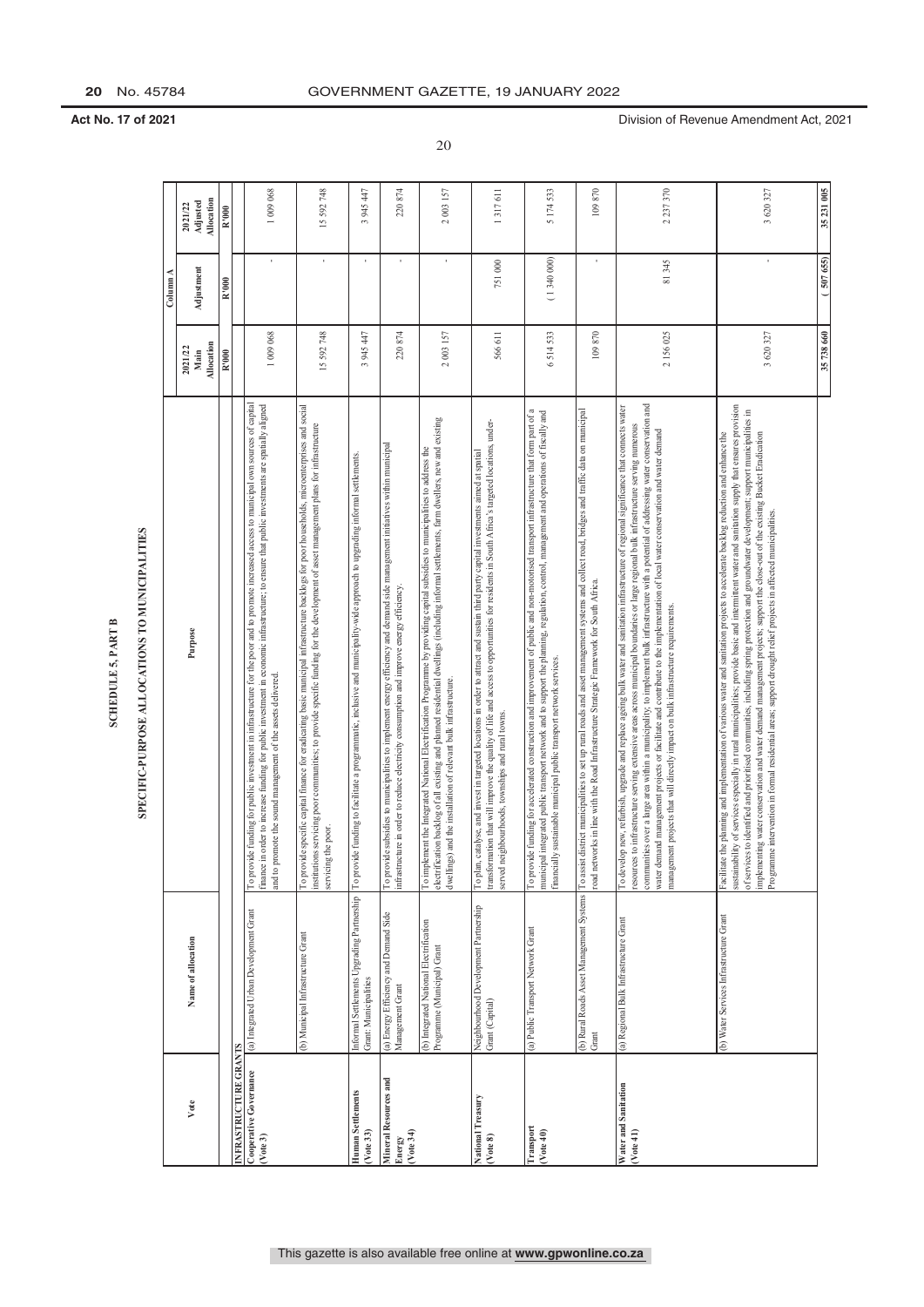Act No. 17 of 2021 Division of Revenue Amendment Act, 2021

## SCHEDULE 5, PART B

## SPECIFIC-PURPOSE ALLOCATIONS TO MUNICIPALITIES

| Vote | Name of allocation | Purpose | 2021/22 Main Allocation | Column A Adjustment | 2021/22 Adjusted Allocation |
|---|---|---|---|---|---|
| | | | R'000 | R'000 | R'000 |
| **INFRASTRUCTURE GRANTS** | | | | | |
| **Cooperative Governance (Vote 3)** | (a) Integrated Urban Development Grant | To provide funding for public investment in infrastructure for the poor and to promote increased access to municipal own sources of capital finance in order to increase funding for public investment in economic infrastructure; to ensure that public investments are spatially aligned and to promote the sound management of the assets delivered. | 1 009 068 | - | 1 009 068 |
| | (b) Municipal Infrastructure Grant | To provide specific capital finance for eradicating basic municipal infrastructure backlogs for poor households, microenterprises and social institutions servicing poor communities; to provide specific funding for the development of asset management plans for infrastructure servicing the poor. | 15 592 748 | - | 15 592 748 |
| **Human Settlements (Vote 33)** | Informal Settlements Upgrading Partnership Grant: Municipalities | To provide funding to facilitate a programmatic, inclusive and municipality-wide approach to upgrading informal settlements. | 3 945 447 | - | 3 945 447 |
| **Mineral Resources and Energy (Vote 34)** | (a) Energy Efficiency and Demand Side Management Grant | To provide subsidies to municipalities to implement energy efficiency and demand side management initiatives within municipal infrastructure in order to reduce electricity consumption and improve energy efficiency. | 220 874 | - | 220 874 |
| | (b) Integrated National Electrification Programme (Municipal) Grant | To implement the Integrated National Electrification Programme by providing capital subsidies to municipalities to address the electrification backlog of all existing and planned residential dwellings (including informal settlements, farm dwellers, new and existing dwellings) and the installation of relevant bulk infrastructure. | 2 003 157 | - | 2 003 157 |
| **National Treasury (Vote 8)** | Neighbourhood Development Partnership Grant (Capital) | To plan, catalyse, and invest in targeted locations in order to attract and sustain third party capital investments aimed at spatial transformation that will improve the quality of life and access to opportunities for residents in South Africa's targeted locations, under-served neighbourhoods, townships and rural towns. | 566 611 | 751 000 | 1 317 611 |
| **Transport (Vote 40)** | (a) Public Transport Network Grant | To provide funding for accelerated construction and improvement of public and non-motorised transport infrastructure that form part of a municipal integrated public transport network and to support the planning, regulation, control, management and operations of fiscally and financially sustainable municipal public transport network services. | 6 514 533 | ( 1 340 000) | 5 174 533 |
| | (b) Rural Roads Asset Management Systems Grant | To assist district municipalities to set up rural roads and asset management systems and collect road, bridges and traffic data on municipal road networks in line with the Road Infrastructure Strategic Framework for South Africa. | 109 870 | - | 109 870 |
| **Water and Sanitation (Vote 41)** | (a) Regional Bulk Infrastructure Grant | To develop new, refurbish, upgrade and replace ageing bulk water and sanitation infrastructure of regional significance that connects water resources to infrastructure serving extensive areas across municipal boundaries or large regional bulk infrastructure serving numerous communities over a large area within a municipality; to implement bulk infrastructure with a potential of addressing water conservation and water demand management projects or facilitate and contribute to the implementation of local water conservation and water demand management projects that will directly impact on bulk infrastructure requirements. | 2 156 025 | 81 345 | 2 237 370 |
| | (b) Water Services Infrastructure Grant | Facilitate the planning and implementation of various water and sanitation projects to accelerate backlog reduction and enhance the sustainability of services especially in rural municipalities; provide basic and intermittent water and sanitation supply that ensures provision of services to identified and prioritised communities, including spring protection and groundwater development; support municipalities in implementing water conservation and water demand management projects; support the close-out of the existing Bucket Eradication Programme intervention in formal residential areas; support drought relief projects in affected municipalities. | 3 620 327 | - | 3 620 327 |
| | | | **35 738 660** | **( 507 655)** | **35 231 005** |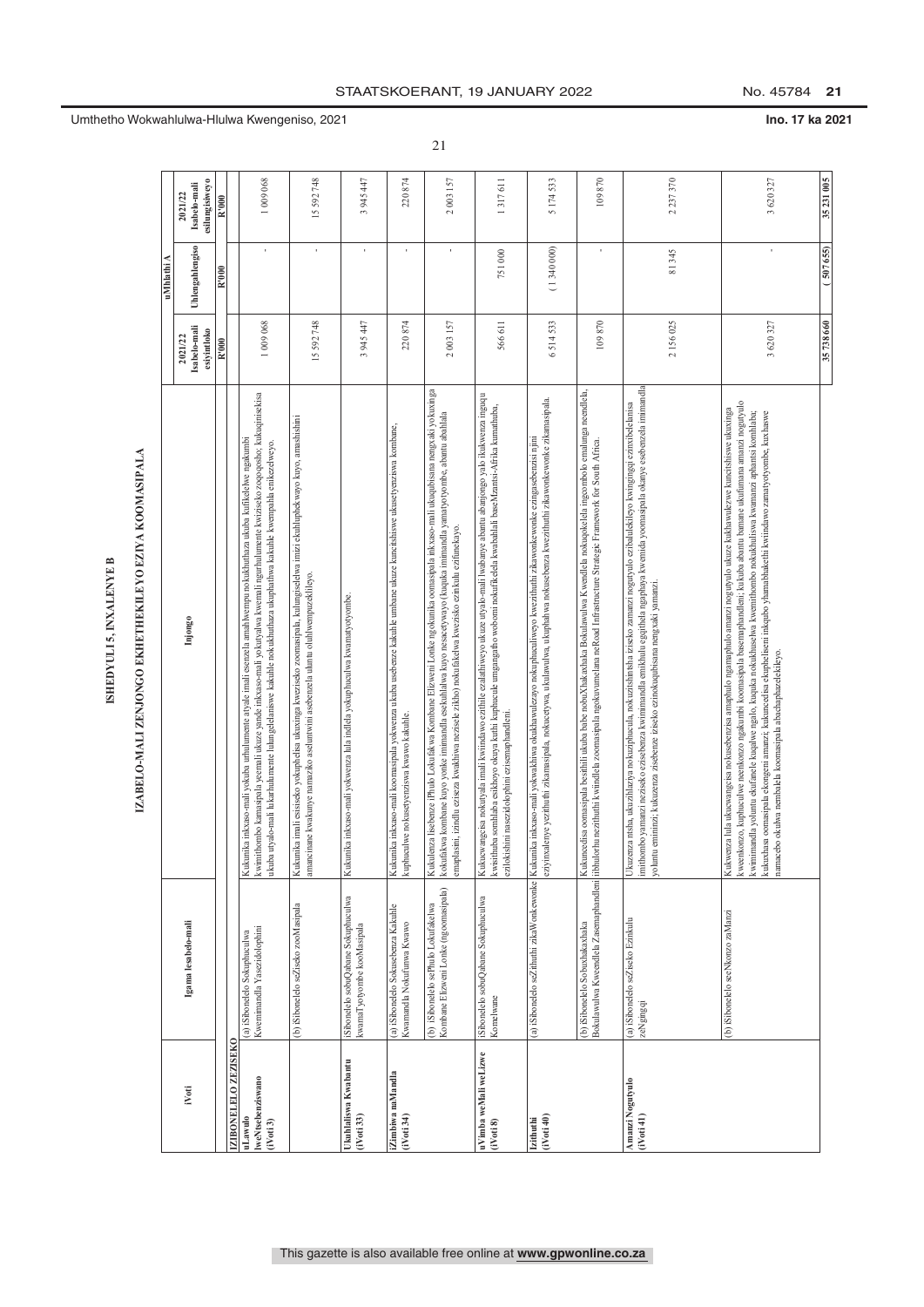# ISHEDYULI 5, INXALENYE B

## IZABELO-MALI ZENJONGO EKHETHEKILEYO EZIYA KOOMASIPALA

| iVoti | Igama lesabelo-mali | Injongo | 2021/22 Isabelo-mali esiyintloko | uMlathi A Uhlengahlengiso | 2021/22 Isabelo-mali esilungisiweyo |
|---|---|---|---|---|---|
| | | | R'000 | R'000 | R'000 |
| **IZIBONELELO ZEZISEKO** | | | | | |
| **uLawulo lweNtsebenziswano (iVoti 3)** | (a) iSibonelelo Sokuphuculwa Kwemimandla Yasezidolophini | Kukunika inkxaso-mali yokuba urhulumente atyale imali esenzela amahlwempu nokukhuthaza ukuba kufikelelwe ngakumbi kwimithombo kamasipala yeemali ukuze yande inkxaso-mali yokutyalwa kweemali ngurhulumente kwiziseko zoqoqosho; kukuqinisekisa ukuba utyalo-mali lukarhulumente luhambelanisiwe kakuhle nokukhuthaza ukuphuhliswa kakuhle kwemimandla emikhulu yezixeko. | 1 009 068 | - | 1 009 068 |
| | (b) iSibonelelo seZiseko zooMasipala | Kukunika imali esisiseko yokuphehlisa ukuxinga kweziseko zoomasipala, kulungiselelwa imizi ekuhluphekayo kuyo, amashishini amancinane kwakunye namaziko aseluntwini asebenzela uluntu oluhluphekileyo. | 15 592 748 | - | 15 592 748 |
| **Ukuhlaliswa Kwabantu (iVoti 33)** | iSibonelelo sobuQabane Sokuphuculwa kwamaTyotyombe kooMasipala | Kukunika inkxaso-mali yokwenza lula indlela yokuphuculwa kwamatyotyombe. | 3 945 447 | - | 3 945 447 |
| **iZimbiwa naMandla (iVoti 34)** | (a) iSibonelelo Sokusebenza Kakuhle Kwamandla Nokufunwa Kwawo | Kukunika inkxaso-mali koomasipala yokwenza ukuba usebenze kakuhle umbane ukuze kuncitshiswe ukusetyenziswa kombane, kuphuculwe nokusetyenziswa kwawo kakuhle. | 220 874 | - | 220 874 |
| | (b) iSibonelelo sePhulo Lokufakelwa Kombane Elizweni Lonke (ngoomasipala) | Kukulenza lisebenze iPhulo Lokufakwa Kombane Elizweni Lonke ngokunika oomasipala inkxaso-mali ukuqubisana nengxaki yokuxinga kokufakwa kombane kuyo yonke imimandla esekuhlalwa kuyo nesaceyiwayo (kuquka imimandla yamatyotyombe, abantu abahlala emaplasini, izindlu ezisezwa kwakhiwa nezisele zikho) nokufakelwa kweziseko ezinkulu ezifunekayo. | 2 003 157 | - | 2 003 157 |
| **uVimba weMali weLizwe (iVoti 8)** | iSibonelelo sobuQabane Sokuphuculwa Komelwane | Kukuxhamgeisa nokutyala imali kwiindawo ezithile ezalathiweyo ukuze utyalo-mali lwabanye abantu abanjongo yalo ikukwenza ingeqa kwisithuba somhlaba esikhoyo okuya kuthi kuphucule umgangatho wobomi nokufikelela kwabahlali baseMzantsi-Afrika kumathuba, ezilokishini nasezidolophini ezisemaphandleni. | 566 611 | 751 000 | 1 317 611 |
| **Izithuthi (iVoti 40)** | (a) iSibonelelo seZithuthi zikaWonkewonke | Kukunika inkxaso-mali yokwakhiwa okukhawulezayo nokuphuculweyo kwezithuthi zikawonkewonke ezingasebenzisi njani eziyinxalenye yezithuthi zikamasipala, nokucetywa, ukulawulwa, ukuphathwa nokusebenza kwezithuthi zikawonkewonke zikamasipala. | 6 514 533 | ( 1 340 000) | 5 174 533 |
| | (b) iSibonelelo Sobuxhakaxhaka Bokulawulwa Kweendlela Zasemaphandleni | Kukuncedisa oomasipala besithili ukuba babe noboXhakaxhaka Bokulawulwa Kwendlela nokugcinelela ingcombolo emalunga neendlela, iibhulorho nezithuthi kwiindlela zoomasipala ngokuvumelana neRoad Infrastructure Strategic Framework for South Africa. | 109 870 | - | 109 870 |
| **Amanzi Nogutyulo (iVoti 41)** | (a) iSibonelelo seZiseko Ezinkulu zeNgingqi | Ukuzenza ntsha, ukuzihlaziya nokuziphucula, nokuzinzisha iziseko zamanzi nogutyulo ezibalulekileyo kwingingqi eznxibelelanisa imithombo yamanzi neziseko ezisebenza kwimimandla emikhulu egqitheła ngaphaya kwemida yoomasipala okanye esebenzela imimandla yoluntu emininzi; kukuzenza zisebenze iziseko ezinokuqubisana nengxaki yamanzi. | 2 156 025 | 81 345 | 2 237 370 |
| | (b) iSibonelelo seeNkonzo zaManzi | Kukwenza lula ukucwangcisa nokusebenzisa amaphulo ngamaphulo amanzi nogutyulo ukuze kukhawulezwe kuncitshiswe ukuxinga kweenkonzo, kuphuculwe neenkonzo ngakumbi koomasipala basemaphandleni; kukuba abantu banane ukufumana amanzi nogutyulo kwimimandla yoluntu ekufanele kuqalwe ngalo, kuquka nokukhuselwa kwemithombo nokukhuliswa kwamanzi aphantsi komhlaba; kukuxhasa oomasipala ekongeni amanzi; kukuncedisa ekuphelisent inkqubo yhamabhakethi kwiindawo zamatyotyombe, kuxhaswe namacebo okulwa nembalela koomasipala abachaphazelekileyo. | 3 620 327 | - | 3 620 327 |
| | | | **35 738 660** | **( 507 655)** | **35 231 005** |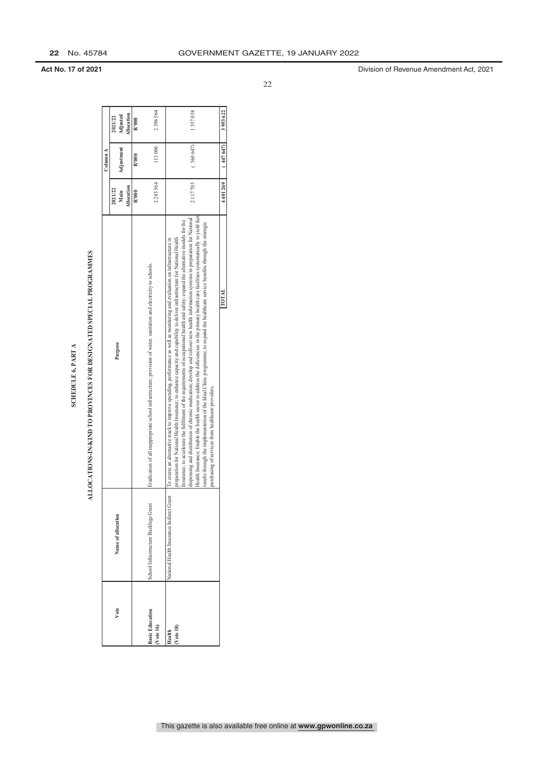**Act No. 17 of 2021** — Division of Revenue Amendment Act, 2021

## SCHEDULE 6, PART A

## ALLOCATIONS-IN-KIND TO PROVINCES FOR DESIGNATED SPECIAL PROGRAMMES

| Vote | Name of allocation | Purpose | Column A | | |
|---|---|---|---|---|---|
| | | | 2021/22 Main Allocation | Adjustment | 2021/22 Adjusted Allocation |
| | | | R'000 | R'000 | R'000 |
| **Basic Education (Vote 16)** | School Infrastructure Backlogs Grant | Eradication of all inappropriate school infrastructure; provision of water, sanitation and electricity to schools. | 2 283 564 | 113 000 | 2 396 564 |
| **Health (Vote 18)** | National Health Insurance Indirect Grant | To create an alternative track to improve spending, performance as well as monitoring and evaluation on infrastructure in preparation for National Health Insurance; to enhance capacity and capability to deliver infrastructure for National Health Insurance; to accelerate the fulfilment of the requirements of occupational health and safety; expand the alternative models for the dispensing and distribution of chronic medication; develop and roll-out new health information systems in preparation for National Health Insurance; Enable the health sector to address the deficiencies in the primary health care facilities systematically to yield fast results through the implementation of the Ideal Clinic programme; to expand the healthcare service benefits through the strategic purchasing of services from healthcare providers. | 2 117 705 | ( 560 647) | 1 557 058 |
| | | **TOTAL** | **4 401 269** | **( 447 647)** | **3 953 622** |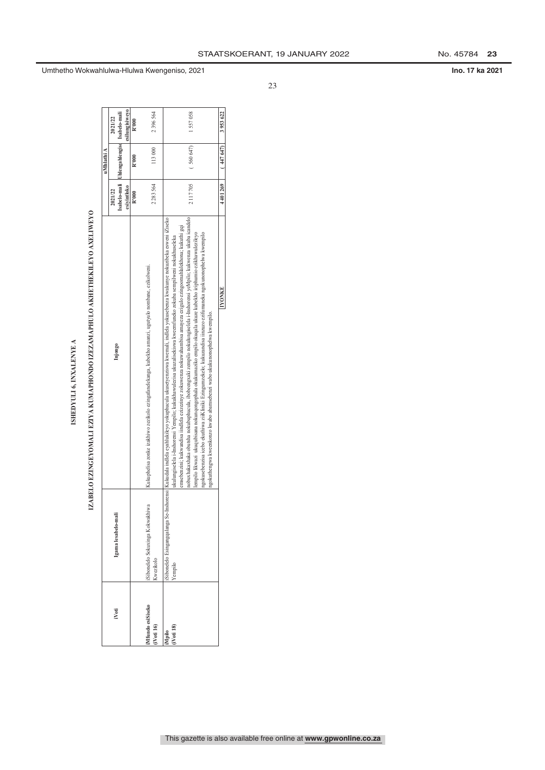## ISHEDYULI 6, INXALENYE A

### IZABELO EZINGEYOMALI EZIYA KUMAPHONDO IZEZAMAPHULO AKHETHEKILEYO AXELIWEYO

| iVoti | Igama lesabelo-mali | Injongo | uMhlathi A | | |
|---|---|---|---|---|---|
| | | | 2021/22 Isabelo-mali esiyintloko | Uhlengahlengiso | 2021/22 Isabelo-mali esilungisiweyo |
| | | | R'000 | R'000 | R'000 |
| iMfundo esiSiseko (iVoti 16) | iSibonelelo Sokuxinga Kokwakhiwa Kwezikolo | Kukuphelisa zonke izakhiwo zezikolo ezingafanelekanga, kubekho amanzi, ugutyulo nombane, ezikolweni. | 2 283 564 | 113 000 | 2 396 564 |
| iMpilo (iVoti 18) | iSibonelelo Esinganqgalanga Se-Inshorensi Yempilo | Kukudala indlela eyahlukileyo yokuphucula ukusetyenziswa kwemali, indlela yokusebenza kwakunye nokuzibeka eswem iZiseko ukulungiselela i-Inshorensi Yempilo; kukukhawulezisa ukuzaliseksiwa kwemfuneko zokuba sempilweni nokukhuseleka emsebenzini; kukwandisa indlela ezizeznye zokuwenza nokuwahambisa amayeza ezigulo ezingoonahlalekhona; kukuthi gqi nobuchakaxhaka obutsha nokuluphucula, ibobeengxaki zempilo nokulungiselela i-Inshorensi yeMpilo; kukwenza ukuba icandelo lempilo likwazi ukuqubisana nokungqongophala okukumaziko empilo okuqala ukuze kubekho iziphumo ezikhawulezeyo ngokusebenzisa icebo ekuthiwa ziiKliniki Ezingamzekelo; kukuzandisa iinzuzo ezifumaneka ngokunonophelwa kwempilo ngokuthengwa kweenkonzo kwabo abamsebenzi wabo ukukunonophelwa kwempilo. | 2 117 705 | ( 560 647) | 1 557 058 |
| | | IYONKE | 4 401 269 | ( 447 647) | 3 953 622 |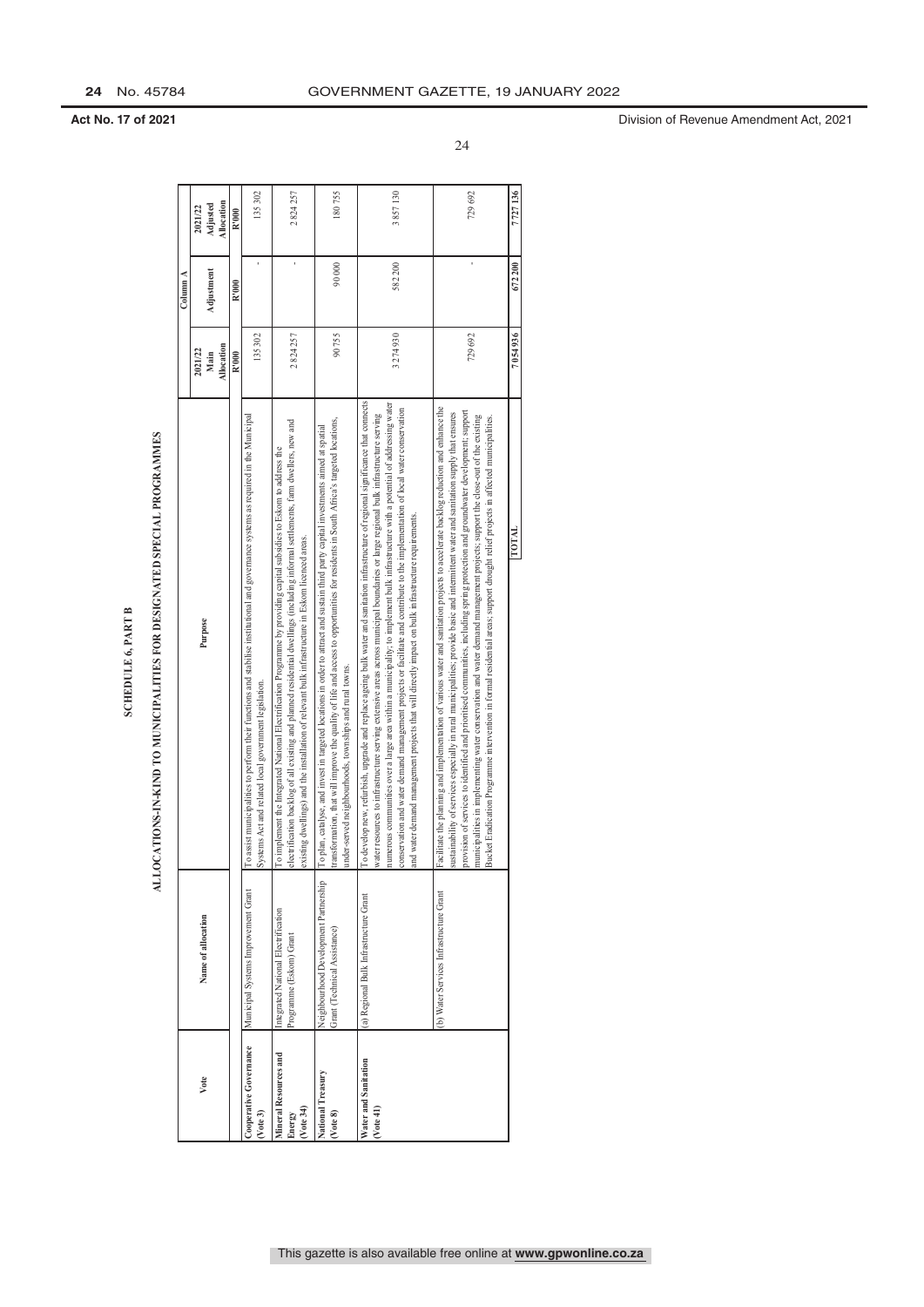## SCHEDULE 6, PART B

## ALLOCATIONS-IN-KIND TO MUNICIPALITIES FOR DESIGNATED SPECIAL PROGRAMMES

| Vote | Name of allocation | Purpose | Column A | | |
|---|---|---|---|---|---|
| | | | 2021/22 Main Allocation | Adjustment | 2021/22 Adjusted Allocation |
| | | | R'000 | R'000 | R'000 |
| **Cooperative Governance (Vote 3)** | Municipal Systems Improvement Grant | To assist municipalities to perform their functions and stabilise institutional and governance systems as required in the Municipal Systems Act and related local government legislation. | 135 302 | - | 135 302 |
| **Mineral Resources and Energy (Vote 34)** | Integrated National Electrification Programme (Eskom) Grant | To implement the Integrated National Electrification Programme by providing capital subsidies to Eskom to address the electrification backlog of all existing and planned residential dwellings (including informal settlements, farm dwellers, new and existing dwellings) and the installation of relevant bulk infrastructure in Eskom licenced areas. | 2 824 257 | - | 2 824 257 |
| **National Treasury (Vote 8)** | Neighbourhood Development Partnership Grant (Technical Assistance) | To plan, catalyse, and invest in targeted locations in order to attract and sustain third party capital investments aimed at spatial transformation, that will improve the quality of life and access to opportunities for residents in South Africa's targeted locations, under-served neighbourhoods, townships and rural towns. | 90 755 | 90 000 | 180 755 |
| **Water and Sanitation (Vote 41)** | (a) Regional Bulk Infrastructure Grant | To develop new, refurbish, upgrade and replace ageing bulk water and sanitation infrastructure of regional significance that connects water resources to infrastructure serving extensive areas across municipal boundaries or large regional bulk infrastructure serving numerous communities over a large area within a municipality; to implement bulk infrastructure with a potential of addressing water conservation and water demand management projects or facilitate and contribute to the implementation of local water conservation and water demand management projects that will directly impact on bulk infrastructure requirements. | 3 274 930 | 582 200 | 3 857 130 |
| | (b) Water Services Infrastructure Grant | Facilitate the planning and implementation of various water and sanitation projects to accelerate backlog reduction and enhance the sustainability of services especially in rural municipalities; provide basic and intermittent water and sanitation supply that ensures provision of services to identified and prioritised communities, including spring protection and groundwater development; support municipalities in implementing water conservation and water demand management projects; support the close-out of the existing Bucket Eradication Programme intervention in formal residential areas; support drought relief projects in affected municipalities. | 729 692 | - | 729 692 |
| | | **TOTAL** | **7 054 936** | **672 200** | **7 727 136** |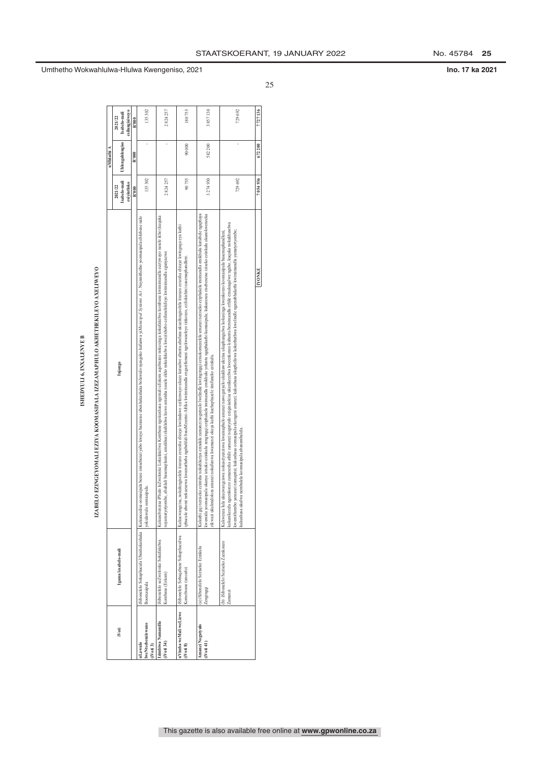# ISHEDYULI 6, INXALENYE B

## IZABELO EZINGEYOMALI EZIYA KOOMASIPALA IZEZAMAPHULO AKHETHEKILEYO AXELIWEYO

| iVoti | Igama lesabelo-mali | Injongo | 2021/22 Isabelo-mali esiyintloko R'000 | uMhlathi A Uhlengahlengiso R'000 | 2021/22 Isabelo-mali esihlengahlengisiweyo R'000 |
|---|---|---|---|---|---|
| uLawulo lweNtsebenziswano (iVoti 3) | iSibonelelo Sokuphucula Ubuchakachaka Boomasipala | Kukuncedisa oomasipala benze imisebenzi yabo kwaye bazinzise ubuchakachaka bolawulo njengoko kufunwa yi*Municipal Systems Act*. Nayimithetho yoomasipala ehlobene nolo yokulawula oomasipala. | 135 302 | - | 135 302 |
| Izimbiwa Namandla (iVoti 34) | iSibonelelo seZwelonke Sokufakelwa Kombane (Eskom) | Kukuxhobisa iPhulo leZwelonke Lokufakelwa Kombane ngokuxhasa ngemali u-Eskom aqhubane nokuxinga kokufakelwa kombane kwimimandla eceriywayo nesele ikho (kuquka neyamatyotyombe, abahlali basemaplasini, amakhaya ekuhlalwa kuwo amasha nasele ekho nokufakelwa kwezixhobo ezifaneleleyo kwimimandla eganyazwe | 2 824 257 | - | 2 824 257 |
| uVimba weMali weLizwe (iVoti 8) | iSibonelelo Sobuqabane Sokuphuculwa Komelwane (umcalo) | Kukucwangcisa, nokulungiselela imizuzo zezeza ebizayo kwindawo ezithinwayo ukuze kutsalwe abantu abafuna ukuzilungiselela imizuzo zeteza ebizayo kwingqeqo eyo kuthi iphucule uhomi nokuxazwa kwamabhuba ngabahlali baseMzantsi-Afrika kwimimandla engazifumani ngokwaneleyo iinkonzo, ezilokishini naseemaphandleni. | 90 755 | 90 000 | 180 755 |
| Amanzi Nogutyulo (iVoti 41) | (a) iSibonelelo Seziseko Ezinkulu Zengingqi | Kukufumana uguqulo olutsha nokuphumeza kuphuculo ezinkulu zamanzi nogutyulo lwelindle kwingingqi ezinokonezelela amanzi neziseko ezipharalele imimandla emikhulu kuraswhe ngaphaya kwemida yoomasipala okanye iziseko ezinkulu zengingqi ezipharalele imimandla emikhulu yohambo ngaphakathi kumasipala; kukuxanza zesebenzise iziseko ezinkulu ezikhoyo kwezenzeka zikwazi ukulondoloza amanzi nokufunwa kwamanzi okuya kuthi kuchaphazele imfuneko ezinkulu. | 3 274 930 | 582 200 | 3 857 130 |
| | (b) iSibonelelo Seziseko Zeenkonzo Zamanzi | Kukwenza lula ukucwangciswa nokusetyenziswa kwamaphulo amanzi nawogutyulo ukukhawulezisa ukuphunyelwa kokuxinga kwenkonzo koomasipala basemaphandleni; kukunikezela ngeenkonzo zamanzi athile zamanzi nogutyulo ezingasekiwa ukunikezelwa kweenkonzo kubantu bemimandla ethile emakuqalelwe ngabo, kuquka nokukhuselwa kwemithombo yamanzi namapiswi, kukuxhasa oomasipala ekongeni amanzi, kukuxhasa ukuphelelwa kokufhafhwa kwelindle ngamabhakethi kwimimandla yamatyotyombe; kukuxhasa ukulwa nembhelela koomasipala abaneembalela. | 729 692 | - | 729 692 |
| | | **IYONKE** | **7 054 936** | **672 200** | **7 727 136** |